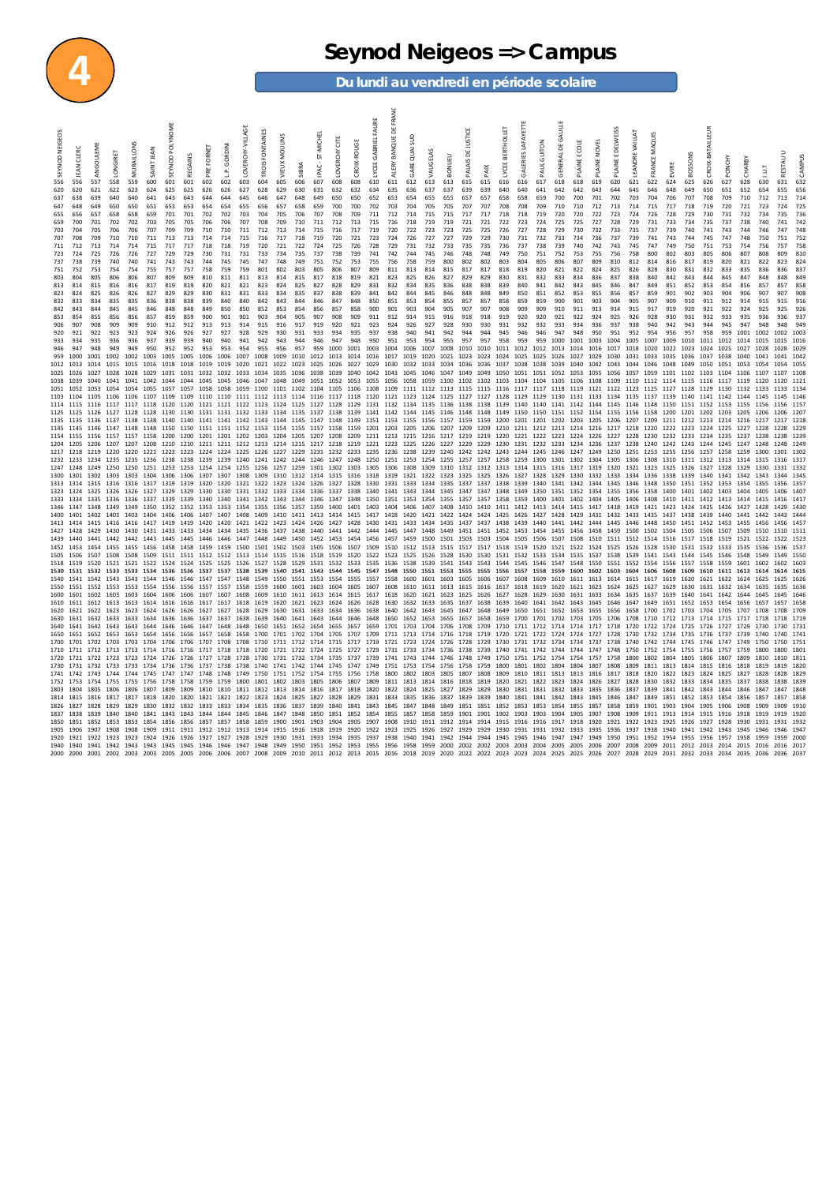# Seynod Neigeos => Campus

## Du lundi au vendredi en période scolaire

**4**

| SEYNOD NEIGEOS | JEAN CLERC | ANGOULEME | LONGERET | MURAILLONS | SAINT JEAN | SEYNOD POLYNOME | REGAINS | PRE FORNET | L.P. GORDINI | LOVERCHY-VILLAGE | TROIS FONTAINES | VIEUX MOULINS | SIBRA | IPAC - ST-MICHEL | LOVERCHY CITE | CROIX-ROUGE | LYCEE GABRIEL FAURE | ALERY BANQUE DE FRANCE | GARE QUAI SUD | VAUGELAS | BONLIEU | PALAIS DE JUSTICE | PAIX | LYCEE BERTHOLLET | GALERIES LAFAYETTE | PAUL GUITON | GENERAL DE GAULLE | PLAINE ECOLE | PLAINE NOVEL | PLAINE EDELWEISS | LEANDRE VAILLAT | FRANCE MAQUIS | EVIRE | BOSSONS | CROIX-BATAILLEUR | PONCHY | CHARBY | I.U.T | RESTAU U | CAMPUS |
|---|---|---|---|---|---|---|---|---|---|---|---|---|---|---|---|---|---|---|---|---|---|---|---|---|---|---|---|---|---|---|---|---|---|---|---|---|---|---|---|---|
| 556 | 556 | 557 | 558 | 559 | 600 | 601 | 601 | 602 | 602 | 603 | 604 | 605 | 606 | 607 | 608 | 608 | 610 | 611 | 612 | 613 | 613 | 615 | 615 | 616 | 616 | 617 | 618 | 618 | 619 | 620 | 621 | 622 | 624 | 625 | 626 | 627 | 628 | 630 | 631 | 632 |
| 620 | 620 | 621 | 622 | 623 | 624 | 625 | 625 | 626 | 626 | 627 | 628 | 629 | 630 | 631 | 632 | 632 | 634 | 635 | 636 | 637 | 637 | 639 | 639 | 640 | 640 | 641 | 642 | 642 | 643 | 644 | 645 | 646 | 648 | 649 | 650 | 651 | 652 | 654 | 655 | 656 |
| 637 | 638 | 639 | 640 | 640 | 641 | 643 | 643 | 644 | 644 | 645 | 646 | 647 | 648 | 649 | 650 | 650 | 652 | 653 | 654 | 655 | 655 | 657 | 657 | 658 | 658 | 659 | 700 | 700 | 701 | 702 | 703 | 704 | 706 | 707 | 708 | 709 | 710 | 712 | 713 | 714 |
| 647 | 648 | 649 | 650 | 650 | 651 | 653 | 653 | 654 | 654 | 655 | 656 | 657 | 658 | 659 | 700 | 700 | 702 | 703 | 704 | 705 | 705 | 707 | 707 | 708 | 708 | 709 | 710 | 710 | 712 | 713 | 714 | 715 | 717 | 718 | 719 | 720 | 721 | 723 | 724 | 725 |
| 655 | 656 | 657 | 658 | 658 | 659 | 701 | 701 | 702 | 702 | 703 | 704 | 705 | 706 | 707 | 708 | 709 | 711 | 712 | 714 | 715 | 715 | 717 | 717 | 718 | 718 | 719 | 720 | 720 | 722 | 723 | 724 | 726 | 728 | 729 | 730 | 731 | 732 | 734 | 735 | 736 |
| 659 | 700 | 701 | 702 | 702 | 703 | 705 | 705 | 706 | 706 | 707 | 708 | 709 | 710 | 711 | 712 | 713 | 715 | 716 | 718 | 719 | 719 | 721 | 721 | 722 | 723 | 724 | 725 | 725 | 727 | 728 | 729 | 731 | 733 | 734 | 735 | 737 | 738 | 740 | 741 | 742 |
| 703 | 704 | 705 | 706 | 706 | 707 | 709 | 709 | 710 | 710 | 711 | 712 | 713 | 714 | 715 | 716 | 717 | 719 | 720 | 722 | 723 | 723 | 725 | 725 | 726 | 727 | 728 | 729 | 730 | 732 | 733 | 735 | 737 | 739 | 740 | 741 | 743 | 744 | 746 | 747 | 748 |
| 707 | 708 | 709 | 710 | 710 | 711 | 713 | 713 | 714 | 714 | 715 | 716 | 717 | 718 | 719 | 720 | 721 | 723 | 724 | 726 | 727 | 727 | 729 | 729 | 730 | 731 | 732 | 733 | 734 | 736 | 737 | 739 | 741 | 743 | 744 | 745 | 747 | 748 | 750 | 751 | 752 |
| 711 | 712 | 713 | 714 | 714 | 715 | 717 | 717 | 718 | 718 | 719 | 720 | 721 | 722 | 724 | 725 | 726 | 728 | 729 | 731 | 732 | 733 | 735 | 735 | 736 | 737 | 738 | 739 | 740 | 742 | 743 | 745 | 747 | 749 | 750 | 751 | 753 | 754 | 756 | 757 | 758 |
| 723 | 724 | 725 | 726 | 726 | 727 | 729 | 729 | 730 | 731 | 731 | 733 | 734 | 735 | 737 | 738 | 739 | 741 | 742 | 744 | 745 | 746 | 748 | 748 | 749 | 750 | 751 | 752 | 753 | 755 | 756 | 758 | 800 | 802 | 803 | 805 | 806 | 807 | 808 | 809 | 810 |
| 737 | 738 | 739 | 740 | 740 | 741 | 743 | 743 | 744 | 745 | 745 | 747 | 748 | 749 | 751 | 752 | 753 | 755 | 756 | 758 | 759 | 800 | 802 | 802 | 803 | 804 | 805 | 806 | 807 | 809 | 810 | 812 | 814 | 816 | 817 | 819 | 820 | 821 | 822 | 823 | 824 |
| 751 | 752 | 753 | 754 | 754 | 755 | 757 | 757 | 758 | 759 | 759 | 801 | 802 | 803 | 805 | 806 | 807 | 809 | 811 | 813 | 814 | 815 | 817 | 817 | 818 | 819 | 820 | 821 | 822 | 824 | 825 | 826 | 828 | 830 | 831 | 832 | 833 | 835 | 836 | 836 | 837 |
| 803 | 804 | 805 | 806 | 806 | 807 | 809 | 809 | 810 | 811 | 811 | 813 | 814 | 815 | 817 | 818 | 819 | 821 | 823 | 825 | 826 | 827 | 829 | 829 | 830 | 831 | 832 | 833 | 834 | 836 | 837 | 838 | 840 | 842 | 843 | 844 | 845 | 847 | 848 | 848 | 849 |
| 813 | 814 | 815 | 816 | 816 | 817 | 819 | 819 | 820 | 821 | 821 | 823 | 824 | 825 | 827 | 828 | 829 | 831 | 832 | 834 | 835 | 836 | 838 | 838 | 839 | 840 | 841 | 842 | 843 | 845 | 846 | 847 | 849 | 851 | 852 | 853 | 854 | 856 | 857 | 857 | 858 |
| 823 | 824 | 825 | 826 | 826 | 827 | 829 | 829 | 830 | 831 | 831 | 833 | 834 | 835 | 837 | 838 | 839 | 841 | 842 | 844 | 845 | 846 | 848 | 848 | 849 | 850 | 851 | 852 | 853 | 855 | 856 | 857 | 859 | 901 | 902 | 903 | 904 | 906 | 907 | 907 | 908 |
| 832 | 833 | 834 | 835 | 835 | 836 | 838 | 838 | 839 | 840 | 840 | 842 | 843 | 844 | 846 | 847 | 848 | 850 | 851 | 853 | 854 | 855 | 857 | 857 | 858 | 859 | 859 | 900 | 901 | 903 | 904 | 905 | 907 | 909 | 910 | 911 | 912 | 914 | 915 | 915 | 916 |
| 842 | 843 | 844 | 845 | 845 | 846 | 848 | 848 | 849 | 850 | 850 | 852 | 853 | 854 | 856 | 857 | 858 | 900 | 901 | 903 | 904 | 905 | 907 | 907 | 908 | 909 | 909 | 910 | 911 | 913 | 914 | 915 | 917 | 919 | 920 | 921 | 922 | 924 | 925 | 925 | 926 |
| 853 | 854 | 855 | 856 | 856 | 857 | 859 | 859 | 900 | 901 | 901 | 903 | 904 | 905 | 907 | 908 | 909 | 911 | 912 | 914 | 915 | 916 | 918 | 918 | 919 | 920 | 920 | 921 | 922 | 924 | 925 | 926 | 928 | 930 | 931 | 932 | 933 | 935 | 936 | 936 | 937 |
| 906 | 907 | 908 | 909 | 909 | 910 | 912 | 912 | 913 | 913 | 914 | 915 | 916 | 917 | 919 | 920 | 921 | 923 | 924 | 926 | 927 | 928 | 930 | 930 | 931 | 932 | 932 | 933 | 934 | 936 | 937 | 938 | 940 | 942 | 943 | 944 | 945 | 947 | 948 | 948 | 949 |
| 920 | 921 | 922 | 923 | 923 | 924 | 926 | 926 | 927 | 927 | 928 | 929 | 930 | 931 | 933 | 934 | 935 | 937 | 938 | 940 | 941 | 942 | 944 | 944 | 945 | 946 | 946 | 947 | 948 | 950 | 951 | 952 | 954 | 956 | 957 | 958 | 959 | 1001 | 1002 | 1002 | 1003 |
| 933 | 934 | 935 | 936 | 936 | 937 | 939 | 939 | 940 | 940 | 941 | 942 | 943 | 944 | 946 | 947 | 948 | 950 | 951 | 953 | 954 | 955 | 957 | 957 | 958 | 959 | 959 | 1000 | 1001 | 1003 | 1004 | 1005 | 1007 | 1009 | 1010 | 1011 | 1012 | 1014 | 1015 | 1015 | 1016 |
| 947 | 948 | 949 | 949 | 950 | 950 | 952 | 952 | 953 | 953 | 954 | 955 | 956 | 957 | 959 | 1000 | 1001 | 1003 | 1004 | 1006 | 1007 | 1008 | 1010 | 1010 | 1011 | 1012 | 1012 | 1013 | 1014 | 1016 | 1017 | 1018 | 1020 | 1022 | 1023 | 1024 | 1025 | 1027 | 1028 | 1028 | 1029 |
| 959 | 1000 | 1001 | 1002 | 1003 | 1003 | 1005 | 1005 | 1006 | 1006 | 1007 | 1008 | 1009 | 1010 | 1012 | 1013 | 1014 | 1016 | 1017 | 1019 | 1020 | 1021 | 1023 | 1023 | 1024 | 1025 | 1025 | 1026 | 1027 | 1029 | 1030 | 1031 | 1033 | 1035 | 1036 | 1037 | 1038 | 1040 | 1041 | 1041 | 1042 |
| 1012 | 1013 | 1014 | 1015 | 1015 | 1016 | 1018 | 1018 | 1019 | 1019 | 1020 | 1021 | 1022 | 1023 | 1025 | 1026 | 1027 | 1029 | 1030 | 1032 | 1033 | 1034 | 1036 | 1036 | 1037 | 1038 | 1038 | 1039 | 1040 | 1042 | 1043 | 1044 | 1046 | 1048 | 1049 | 1050 | 1051 | 1053 | 1054 | 1054 | 1055 |
| 1025 | 1026 | 1027 | 1028 | 1028 | 1029 | 1031 | 1031 | 1032 | 1032 | 1033 | 1034 | 1035 | 1036 | 1038 | 1039 | 1040 | 1042 | 1043 | 1045 | 1046 | 1047 | 1049 | 1049 | 1050 | 1051 | 1051 | 1052 | 1053 | 1055 | 1056 | 1057 | 1059 | 1101 | 1102 | 1103 | 1104 | 1106 | 1107 | 1107 | 1108 |
| 1038 | 1039 | 1040 | 1041 | 1041 | 1042 | 1044 | 1044 | 1045 | 1045 | 1046 | 1047 | 1048 | 1049 | 1051 | 1052 | 1053 | 1055 | 1056 | 1058 | 1059 | 1100 | 1102 | 1102 | 1103 | 1104 | 1104 | 1105 | 1106 | 1108 | 1109 | 1110 | 1112 | 1114 | 1115 | 1116 | 1117 | 1119 | 1120 | 1120 | 1121 |
| 1051 | 1052 | 1053 | 1054 | 1054 | 1055 | 1057 | 1057 | 1058 | 1058 | 1059 | 1100 | 1101 | 1102 | 1104 | 1105 | 1106 | 1108 | 1109 | 1111 | 1112 | 1113 | 1115 | 1115 | 1116 | 1117 | 1117 | 1118 | 1119 | 1121 | 1122 | 1123 | 1125 | 1127 | 1128 | 1129 | 1130 | 1132 | 1133 | 1133 | 1134 |
| 1103 | 1104 | 1105 | 1106 | 1106 | 1107 | 1109 | 1109 | 1110 | 1110 | 1111 | 1112 | 1113 | 1114 | 1116 | 1117 | 1118 | 1120 | 1121 | 1123 | 1124 | 1125 | 1127 | 1127 | 1128 | 1129 | 1129 | 1130 | 1131 | 1133 | 1134 | 1135 | 1137 | 1139 | 1140 | 1141 | 1142 | 1144 | 1145 | 1145 | 1146 |
| 1114 | 1115 | 1116 | 1117 | 1117 | 1118 | 1120 | 1120 | 1121 | 1121 | 1122 | 1123 | 1124 | 1125 | 1127 | 1128 | 1129 | 1131 | 1132 | 1134 | 1135 | 1136 | 1138 | 1138 | 1139 | 1140 | 1140 | 1141 | 1142 | 1144 | 1145 | 1146 | 1148 | 1150 | 1151 | 1152 | 1153 | 1155 | 1156 | 1156 | 1157 |
| 1125 | 1126 | 1127 | 1128 | 1128 | 1129 | 1130 | 1130 | 1131 | 1131 | 1132 | 1133 | 1134 | 1135 | 1137 | 1138 | 1139 | 1141 | 1142 | 1144 | 1145 | 1146 | 1148 | 1148 | 1149 | 1150 | 1150 | 1151 | 1152 | 1154 | 1155 | 1156 | 1158 | 1200 | 1201 | 1202 | 1203 | 1205 | 1206 | 1206 | 1207 |
| 1135 | 1136 | 1137 | 1138 | 1138 | 1140 | 1140 | 1141 | 1141 | 1142 | 1143 | 1144 | 1145 | 1147 | 1148 | 1149 | 1151 | 1152 | 1153 | 1154 | 1156 | 1157 | 1158 | 1200 | 1200 | 1201 | 1202 | 1202 | 1203 | 1205 | 1206 | 1207 | 1209 | 1211 | 1212 | 1213 | 1214 | 1216 | 1217 | 1217 | 1218 |
| 1145 | 1146 | 1147 | 1148 | 1148 | 1150 | 1150 | 1151 | 1151 | 1152 | 1153 | 1154 | 1155 | 1157 | 1158 | 1159 | 1201 | 1203 | 1204 | 1206 | 1207 | 1208 | 1210 | 1210 | 1211 | 1212 | 1212 | 1213 | 1214 | 1216 | 1217 | 1218 | 1220 | 1222 | 1223 | 1224 | 1225 | 1227 | 1228 | 1228 | 1229 |
| 1154 | 1155 | 1156 | 1157 | 1157 | 1158 | 1200 | 1200 | 1201 | 1201 | 1202 | 1203 | 1204 | 1205 | 1207 | 1208 | 1209 | 1211 | 1212 | 1214 | 1215 | 1216 | 1218 | 1218 | 1219 | 1220 | 1220 | 1221 | 1222 | 1224 | 1225 | 1226 | 1228 | 1230 | 1231 | 1232 | 1233 | 1235 | 1236 | 1236 | 1237 |
| 1204 | 1205 | 1206 | 1207 | 1207 | 1208 | 1210 | 1210 | 1211 | 1211 | 1212 | 1213 | 1214 | 1215 | 1217 | 1218 | 1219 | 1221 | 1222 | 1224 | 1225 | 1226 | 1228 | 1228 | 1229 | 1230 | 1230 | 1231 | 1232 | 1234 | 1235 | 1236 | 1238 | 1240 | 1241 | 1242 | 1243 | 1245 | 1246 | 1246 | 1247 |
| 1217 | 1218 | 1219 | 1220 | 1220 | 1221 | 1223 | 1223 | 1224 | 1224 | 1225 | 1226 | 1227 | 1228 | 1230 | 1231 | 1232 | 1234 | 1235 | 1237 | 1238 | 1239 | 1241 | 1241 | 1242 | 1243 | 1243 | 1244 | 1245 | 1247 | 1248 | 1249 | 1251 | 1253 | 1254 | 1255 | 1256 | 1258 | 1259 | 1300 | 1301 |
| 1232 | 1233 | 1234 | 1235 | 1236 | 1238 | 1239 | 1239 | 1240 | 1241 | 1242 | 1244 | 1246 | 1247 | 1248 | 1250 | 1251 | 1253 | 1254 | 1255 | 1256 | 1257 | 1258 | 1258 | 1259 | 1300 | 1301 | 1302 | 1303 | 1304 | 1305 | 1306 | 1308 | 1310 | 1311 | 1312 | 1313 | 1315 | 1316 | 1316 | 1317 |
| 1247 | 1248 | 1249 | 1250 | 1250 | 1251 | 1253 | 1253 | 1254 | 1254 | 1255 | 1256 | 1257 | 1259 | 1301 | 1302 | 1303 | 1305 | 1306 | 1308 | 1309 | 1310 | 1312 | 1312 | 1313 | 1314 | 1314 | 1315 | 1316 | 1318 | 1319 | 1320 | 1322 | 1324 | 1325 | 1326 | 1327 | 1329 | 1330 | 1330 | 1331 |
| 1300 | 1301 | 1302 | 1303 | 1303 | 1304 | 1306 | 1306 | 1307 | 1307 | 1308 | 1309 | 1310 | 1312 | 1313 | 1314 | 1316 | 1318 | 1319 | 1321 | 1322 | 1323 | 1325 | 1325 | 1326 | 1327 | 1327 | 1328 | 1329 | 1331 | 1332 | 1333 | 1335 | 1337 | 1338 | 1339 | 1340 | 1342 | 1343 | 1344 | 1345 |
| 1313 | 1314 | 1315 | 1316 | 1316 | 1317 | 1319 | 1319 | 1320 | 1320 | 1321 | 1322 | 1323 | 1325 | 1326 | 1327 | 1329 | 1331 | 1332 | 1334 | 1335 | 1336 | 1338 | 1338 | 1339 | 1340 | 1340 | 1341 | 1342 | 1344 | 1345 | 1346 | 1348 | 1350 | 1351 | 1352 | 1353 | 1355 | 1356 | 1356 | 1357 |
| 1323 | 1324 | 1325 | 1326 | 1326 | 1327 | 1329 | 1329 | 1330 | 1330 | 1331 | 1332 | 1333 | 1335 | 1336 | 1337 | 1339 | 1341 | 1342 | 1344 | 1345 | 1346 | 1348 | 1348 | 1349 | 1350 | 1350 | 1351 | 1352 | 1354 | 1355 | 1356 | 1358 | 1400 | 1401 | 1402 | 1403 | 1405 | 1406 | 1406 | 1407 |
| 1333 | 1334 | 1335 | 1336 | 1336 | 1337 | 1339 | 1339 | 1340 | 1340 | 1341 | 1342 | 1343 | 1345 | 1346 | 1347 | 1349 | 1351 | 1352 | 1354 | 1355 | 1356 | 1358 | 1358 | 1359 | 1400 | 1400 | 1401 | 1402 | 1404 | 1405 | 1406 | 1408 | 1410 | 1411 | 1412 | 1413 | 1415 | 1416 | 1416 | 1417 |
| 1346 | 1347 | 1348 | 1349 | 1349 | 1350 | 1352 | 1352 | 1353 | 1353 | 1354 | 1355 | 1356 | 1357 | 1359 | 1400 | 1401 | 1403 | 1404 | 1406 | 1407 | 1408 | 1410 | 1410 | 1411 | 1412 | 1412 | 1413 | 1414 | 1416 | 1417 | 1418 | 1420 | 1422 | 1423 | 1424 | 1425 | 1427 | 1428 | 1429 | 1430 |
| 1400 | 1401 | 1402 | 1403 | 1403 | 1404 | 1406 | 1406 | 1407 | 1407 | 1408 | 1409 | 1410 | 1411 | 1413 | 1414 | 1415 | 1417 | 1418 | 1420 | 1421 | 1422 | 1424 | 1424 | 1425 | 1426 | 1426 | 1427 | 1428 | 1430 | 1431 | 1432 | 1434 | 1436 | 1437 | 1438 | 1439 | 1441 | 1442 | 1443 | 1444 |
| 1413 | 1414 | 1415 | 1416 | 1416 | 1417 | 1419 | 1419 | 1420 | 1420 | 1421 | 1422 | 1423 | 1424 | 1426 | 1427 | 1428 | 1430 | 1431 | 1433 | 1434 | 1435 | 1437 | 1437 | 1438 | 1439 | 1439 | 1440 | 1441 | 1443 | 1444 | 1445 | 1447 | 1449 | 1450 | 1451 | 1452 | 1454 | 1455 | 1456 | 1457 |
| 1427 | 1428 | 1429 | 1430 | 1430 | 1431 | 1433 | 1433 | 1434 | 1434 | 1435 | 1436 | 1437 | 1438 | 1440 | 1441 | 1442 | 1444 | 1445 | 1447 | 1448 | 1449 | 1451 | 1451 | 1452 | 1453 | 1453 | 1454 | 1455 | 1457 | 1458 | 1459 | 1501 | 1503 | 1504 | 1505 | 1506 | 1508 | 1509 | 1510 | 1511 |
| 1439 | 1440 | 1441 | 1442 | 1442 | 1443 | 1445 | 1445 | 1446 | 1446 | 1447 | 1448 | 1449 | 1450 | 1452 | 1453 | 1454 | 1456 | 1457 | 1459 | 1500 | 1501 | 1503 | 1503 | 1504 | 1505 | 1505 | 1506 | 1507 | 1509 | 1510 | 1511 | 1513 | 1515 | 1516 | 1517 | 1518 | 1520 | 1521 | 1522 | 1523 |
| 1452 | 1453 | 1454 | 1455 | 1455 | 1456 | 1458 | 1458 | 1459 | 1459 | 1500 | 1501 | 1502 | 1503 | 1505 | 1506 | 1507 | 1509 | 1510 | 1512 | 1513 | 1514 | 1516 | 1516 | 1517 | 1518 | 1518 | 1519 | 1520 | 1522 | 1523 | 1524 | 1526 | 1528 | 1529 | 1530 | 1531 | 1533 | 1534 | 1536 | 1537 |
| 1505 | 1506 | 1507 | 1508 | 1508 | 1509 | 1511 | 1511 | 1512 | 1512 | 1513 | 1514 | 1515 | 1516 | 1518 | 1519 | 1520 | 1522 | 1523 | 1525 | 1526 | 1527 | 1529 | 1529 | 1530 | 1531 | 1531 | 1532 | 1533 | 1535 | 1536 | 1537 | 1539 | 1541 | 1542 | 1543 | 1544 | 1546 | 1547 | 1549 | 1550 |
| 1518 | 1519 | 1520 | 1521 | 1521 | 1522 | 1524 | 1524 | 1525 | 1525 | 1526 | 1527 | 1528 | 1529 | 1531 | 1532 | 1533 | 1535 | 1536 | 1538 | 1539 | 1540 | 1542 | 1542 | 1543 | 1544 | 1544 | 1545 | 1546 | 1548 | 1549 | 1550 | 1552 | 1554 | 1555 | 1556 | 1557 | 1559 | 1600 | 1602 | 1603 |
| **1530** | **1531** | **1532** | **1533** | **1533** | **1534** | **1536** | **1536** | **1537** | **1537** | **1538** | **1539** | **1540** | **1541** | **1543** | **1544** | **1545** | **1547** | **1548** | **1550** | **1551** | **1553** | **1553** | **1555** | **1555** | **1556** | **1557** | **1558** | **1559** | **1600** | **1602** | **1603** | **1604** | **1606** | **1608** | **1609** | **1610** | **1611** | **1613** | **1614** | **1615** |
| 1540 | 1541 | 1542 | 1543 | 1543 | 1544 | 1546 | 1546 | 1547 | 1547 | 1548 | 1549 | 1550 | 1551 | 1553 | 1554 | 1555 | 1557 | 1558 | 1600 | 1601 | 1603 | 1605 | 1605 | 1606 | 1607 | 1608 | 1609 | 1610 | 1612 | 1613 | 1614 | 1616 | 1618 | 1619 | 1620 | 1621 | 1623 | 1624 | 1625 | 1626 |
| 1550 | 1551 | 1552 | 1553 | 1553 | 1554 | 1556 | 1556 | 1557 | 1557 | 1558 | 1559 | 1600 | 1601 | 1603 | 1604 | 1605 | 1607 | 1608 | 1610 | 1611 | 1613 | 1615 | 1615 | 1616 | 1617 | 1618 | 1619 | 1620 | 1622 | 1623 | 1624 | 1626 | 1628 | 1629 | 1630 | 1631 | 1633 | 1634 | 1635 | 1636 |
| 1600 | 1601 | 1602 | 1603 | 1603 | 1604 | 1606 | 1606 | 1607 | 1607 | 1608 | 1609 | 1610 | 1611 | 1613 | 1614 | 1615 | 1617 | 1618 | 1620 | 1621 | 1623 | 1625 | 1625 | 1626 | 1627 | 1628 | 1629 | 1630 | 1632 | 1633 | 1634 | 1636 | 1638 | 1639 | 1640 | 1641 | 1643 | 1644 | 1645 | 1646 |
| 1610 | 1611 | 1612 | 1613 | 1613 | 1614 | 1616 | 1616 | 1617 | 1617 | 1618 | 1619 | 1620 | 1621 | 1623 | 1624 | 1625 | 1627 | 1628 | 1630 | 1631 | 1633 | 1635 | 1635 | 1636 | 1637 | 1638 | 1639 | 1640 | 1642 | 1643 | 1644 | 1646 | 1648 | 1649 | 1650 | 1651 | 1653 | 1654 | 1655 | 1656 |
| 1620 | 1621 | 1622 | 1623 | 1623 | 1624 | 1626 | 1626 | 1627 | 1627 | 1628 | 1629 | 1630 | 1631 | 1633 | 1634 | 1635 | 1637 | 1638 | 1640 | 1641 | 1643 | 1645 | 1645 | 1646 | 1647 | 1648 | 1649 | 1650 | 1652 | 1653 | 1655 | 1656 | 1658 | 1700 | 1702 | 1703 | 1704 | 1706 | 1707 | 1708 |
| 1630 | 1631 | 1632 | 1633 | 1633 | 1634 | 1636 | 1636 | 1637 | 1637 | 1638 | 1639 | 1640 | 1641 | 1643 | 1644 | 1645 | 1647 | 1648 | 1650 | 1651 | 1653 | 1655 | 1655 | 1656 | 1657 | 1658 | 1659 | 1700 | 1702 | 1703 | 1705 | 1706 | 1708 | 1710 | 1712 | 1713 | 1714 | 1716 | 1717 | 1718 |
| 1640 | 1641 | 1642 | 1643 | 1643 | 1644 | 1646 | 1646 | 1647 | 1647 | 1648 | 1649 | 1650 | 1651 | 1653 | 1654 | 1655 | 1657 | 1658 | 1700 | 1701 | 1703 | 1705 | 1705 | 1706 | 1707 | 1708 | 1709 | 1710 | 1712 | 1713 | 1715 | 1716 | 1718 | 1720 | 1722 | 1723 | 1724 | 1726 | 1727 | 1728 |
| 1650 | 1651 | 1652 | 1653 | 1653 | 1654 | 1656 | 1656 | 1657 | 1657 | 1658 | 1659 | 1700 | 1701 | 1703 | 1704 | 1705 | 1707 | 1708 | 1710 | 1711 | 1713 | 1715 | 1715 | 1716 | 1717 | 1718 | 1719 | 1720 | 1722 | 1724 | 1725 | 1727 | 1729 | 1731 | 1733 | 1734 | 1736 | 1738 | 1740 | 1741 |
| 1700 | 1701 | 1702 | 1703 | 1703 | 1704 | 1706 | 1706 | 1707 | 1707 | 1708 | 1709 | 1710 | 1711 | 1713 | 1714 | 1715 | 1717 | 1718 | 1720 | 1721 | 1723 | 1725 | 1725 | 1726 | 1727 | 1728 | 1729 | 1730 | 1732 | 1734 | 1736 | 1738 | 1740 | 1742 | 1744 | 1745 | 1747 | 1749 | 1750 | 1751 |
| 1710 | 1711 | 1712 | 1713 | 1713 | 1714 | 1716 | 1716 | 1717 | 1717 | 1718 | 1719 | 1720 | 1721 | 1723 | 1724 | 1725 | 1727 | 1728 | 1730 | 1731 | 1733 | 1735 | 1735 | 1736 | 1737 | 1738 | 1739 | 1740 | 1742 | 1744 | 1746 | 1748 | 1750 | 1752 | 1753 | 1755 | 1757 | 1759 | 1800 | 1801 |
| 1720 | 1721 | 1722 | 1723 | 1723 | 1724 | 1726 | 1726 | 1727 | 1727 | 1728 | 1729 | 1730 | 1731 | 1733 | 1734 | 1735 | 1737 | 1738 | 1740 | 1741 | 1743 | 1745 | 1745 | 1746 | 1747 | 1748 | 1749 | 1750 | 1752 | 1754 | 1756 | 1758 | 1800 | 1802 | 1803 | 1805 | 1807 | 1809 | 1810 | 1811 |
| 1730 | 1731 | 1732 | 1733 | 1733 | 1734 | 1736 | 1736 | 1737 | 1737 | 1738 | 1739 | 1740 | 1741 | 1743 | 1744 | 1745 | 1747 | 1748 | 1750 | 1751 | 1753 | 1755 | 1755 | 1756 | 1757 | 1758 | 1759 | 1800 | 1802 | 1804 | 1806 | 1808 | 1810 | 1811 | 1813 | 1815 | 1816 | 1818 | 1819 | 1820 |
| 1741 | 1742 | 1743 | 1744 | 1744 | 1745 | 1747 | 1747 | 1748 | 1748 | 1749 | 1750 | 1751 | 1752 | 1754 | 1755 | 1756 | 1758 | 1759 | 1801 | 1802 | 1804 | 1806 | 1806 | 1807 | 1808 | 1809 | 1810 | 1811 | 1813 | 1815 | 1817 | 1819 | 1821 | 1822 | 1823 | 1825 | 1826 | 1827 | 1828 | 1829 |
| 1752 | 1753 | 1754 | 1755 | 1755 | 1756 | 1758 | 1758 | 1759 | 1759 | 1800 | 1801 | 1802 | 1803 | 1805 | 1806 | 1807 | 1809 | 1810 | 1812 | 1813 | 1815 | 1817 | 1817 | 1818 | 1819 | 1820 | 1821 | 1822 | 1824 | 1826 | 1828 | 1830 | 1832 | 1833 | 1834 | 1835 | 1836 | 1837 | 1838 | 1839 |
| 1803 | 1804 | 1805 | 1806 | 1806 | 1807 | 1809 | 1809 | 1810 | 1810 | 1811 | 1812 | 1813 | 1814 | 1816 | 1817 | 1818 | 1820 | 1821 | 1823 | 1824 | 1826 | 1828 | 1828 | 1829 | 1830 | 1831 | 1832 | 1833 | 1835 | 1837 | 1839 | 1841 | 1843 | 1844 | 1845 | 1846 | 1847 | 1848 | 1849 | 1850 |
| 1814 | 1815 | 1816 | 1817 | 1817 | 1818 | 1820 | 1820 | 1821 | 1821 | 1822 | 1823 | 1824 | 1825 | 1827 | 1828 | 1829 | 1831 | 1832 | 1834 | 1835 | 1836 | 1838 | 1838 | 1839 | 1840 | 1841 | 1842 | 1843 | 1845 | 1846 | 1847 | 1849 | 1851 | 1852 | 1853 | 1854 | 1855 | 1856 | 1857 | 1858 |
| 1826 | 1827 | 1828 | 1829 | 1829 | 1830 | 1832 | 1832 | 1833 | 1833 | 1834 | 1835 | 1836 | 1837 | 1839 | 1840 | 1841 | 1843 | 1844 | 1846 | 1847 | 1848 | 1850 | 1850 | 1851 | 1852 | 1853 | 1854 | 1855 | 1857 | 1858 | 1859 | 1901 | 1903 | 1904 | 1905 | 1906 | 1907 | 1908 | 1909 | 1910 |
| 1837 | 1838 | 1839 | 1840 | 1840 | 1841 | 1843 | 1843 | 1844 | 1844 | 1845 | 1846 | 1847 | 1848 | 1850 | 1851 | 1852 | 1854 | 1855 | 1857 | 1858 | 1859 | 1901 | 1901 | 1902 | 1903 | 1904 | 1905 | 1906 | 1908 | 1909 | 1910 | 1912 | 1913 | 1914 | 1915 | 1916 | 1917 | 1918 | 1919 | 1920 |
| 1850 | 1851 | 1852 | 1853 | 1853 | 1854 | 1856 | 1856 | 1857 | 1857 | 1858 | 1859 | 1900 | 1901 | 1903 | 1904 | 1905 | 1907 | 1908 | 1910 | 1911 | 1912 | 1914 | 1914 | 1915 | 1916 | 1917 | 1918 | 1919 | 1921 | 1922 | 1923 | 1925 | 1926 | 1927 | 1928 | 1929 | 1930 | 1931 | 1931 | 1932 |
| 1905 | 1906 | 1907 | 1908 | 1908 | 1909 | 1911 | 1911 | 1912 | 1912 | 1913 | 1914 | 1915 | 1916 | 1918 | 1919 | 1920 | 1922 | 1923 | 1925 | 1926 | 1927 | 1929 | 1929 | 1930 | 1931 | 1932 | 1933 | 1934 | 1936 | 1937 | 1938 | 1940 | 1941 | 1942 | 1943 | 1944 | 1945 | 1946 | 1946 | 1947 |
| 1920 | 1921 | 1922 | 1923 | 1923 | 1924 | 1926 | 1926 | 1927 | 1927 | 1928 | 1929 | 1930 | 1931 | 1933 | 1934 | 1935 | 1937 | 1938 | 1940 | 1941 | 1942 | 1944 | 1944 | 1945 | 1946 | 1947 | 1948 | 1949 | 1951 | 1952 | 1953 | 1954 | 1955 | 1956 | 1957 | 1958 | 1959 | 1959 | 2000 | 2000 |
| 1940 | 1941 | 1942 | 1943 | 1943 | 1944 | 1946 | 1946 | 1947 | 1947 | 1948 | 1949 | 1950 | 1951 | 1953 | 1954 | 1955 | 1957 | 1958 | 2000 | 2001 | 2002 | 2004 | 2004 | 2005 | 2006 | 2007 | 2008 | 2009 | 2010 | 2011 | 2011 | 2012 | 2012 | 2013 | 2014 | 2014 | 2015 | 2016 | 2016 | 2017 |
| 2000 | 2000 | 2001 | 2002 | 2002 | 2003 | 2005 | 2005 | 2006 | 2006 | 2007 | 2008 | 2009 | 2010 | 2012 | 2013 | 2014 | 2016 | 2017 | 2019 | 2020 | 2021 | 2023 | 2023 | 2024 | 2025 | 2026 | 2027 | 2028 | 2028 | 2029 | 2030 | 2031 | 2031 | 2032 | 2033 | 2034 | 2035 | 2036 | 2036 | 2037 |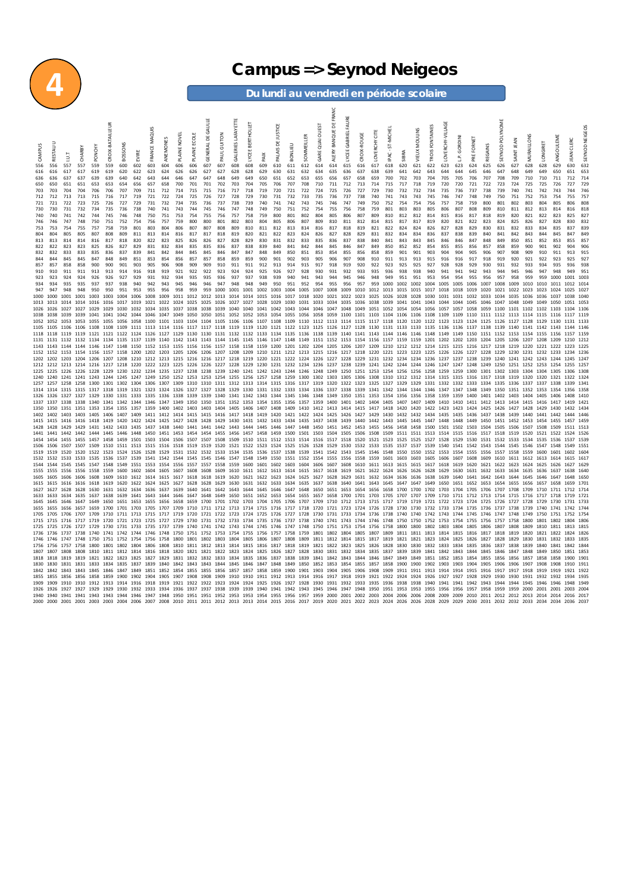# 4

# Campus => Seynod Neigeos

## Du lundi au vendredi en période scolaire

| CAMPUS | RESTAU U | I.U.T | CHARBY | PONCHY | CROIX-BATAILLEUR | BOSSONS | EVIRE | FRANCE MAQUIS | ANEMONES | PLAINE NOVEL | PLAINE ECOLE | GENERAL DE GAULLE | PAUL GUITON | GALERIES LAFAYETTE | LYCEE BERTHOLLET | PAIX | PALAIS DE JUSTICE | BONLIEU | SOMMEILLER | GARE QUAI OUEST | ALLERY BANQUE DE FRANCE | LYCEE GABRIEL FAURE | CROIX-ROUGE | LOVERCHY CITE | IPAC - ST-MICHEL | SIBRA | VIEUX MOULINS | TROIS FONTAINES | LOVERCHY-VILLAGE | L.P. GORDINI | PRE FORNET | REGAINS | SEYNOD POLYNOME | SAINT JEAN | MURAILLONS | LONGERET | ANGOULEME | JEAN CLERC | SEYNOD NEIGEOS |
|---|---|---|---|---|---|---|---|---|---|---|---|---|---|---|---|---|---|---|---|---|---|---|---|---|---|---|---|---|---|---|---|---|---|---|---|---|---|---|---|
| 556 | 556 | 557 | 557 | 559 | 559 | 600 | 602 | 603 | 604 | 606 | 606 | 607 | 607 | 608 | 608 | 609 | 610 | 611 | 612 | 614 | 614 | 615 | 616 | 617 | 618 | 620 | 621 | 622 | 623 | 623 | 624 | 625 | 626 | 627 | 628 | 628 | 629 | 630 | 632 |
| 616 | 616 | 617 | 617 | 619 | 619 | 620 | 622 | 623 | 624 | 626 | 626 | 627 | 627 | 628 | 628 | 629 | 630 | 631 | 632 | 634 | 635 | 636 | 637 | 638 | 639 | 641 | 642 | 643 | 644 | 644 | 645 | 646 | 647 | 648 | 649 | 649 | 650 | 651 | 653 |
| 636 | 636 | 637 | 637 | 639 | 639 | 640 | 642 | 643 | 644 | 646 | 647 | 647 | 648 | 649 | 649 | 650 | 651 | 652 | 653 | 655 | 656 | 657 | 658 | 659 | 700 | 702 | 703 | 704 | 705 | 705 | 706 | 707 | 708 | 709 | 710 | 710 | 711 | 712 | 714 |
| 650 | 650 | 651 | 651 | 653 | 653 | 654 | 656 | 657 | 658 | 700 | 701 | 701 | 702 | 703 | 704 | 705 | 706 | 707 | 708 | 710 | 711 | 712 | 713 | 714 | 715 | 717 | 718 | 719 | 720 | 720 | 721 | 722 | 723 | 724 | 725 | 725 | 726 | 727 | 729 |
| 703 | 703 | 704 | 704 | 706 | 706 | 707 | 709 | 711 | 712 | 714 | 715 | 715 | 716 | 717 | 718 | 719 | 720 | 721 | 722 | 724 | 725 | 726 | 727 | 729 | 730 | 732 | 732 | 734 | 735 | 736 | 737 | 738 | 739 | 740 | 741 | 742 | 743 | 744 | 746 |
| 712 | 712 | 713 | 713 | 715 | 716 | 717 | 719 | 721 | 722 | 724 | 725 | 726 | 727 | 728 | 729 | 730 | 731 | 732 | 733 | 735 | 736 | 737 | 738 | 740 | 741 | 743 | 743 | 745 | 746 | 747 | 748 | 749 | 750 | 751 | 752 | 753 | 754 | 755 | 757 |
| 721 | 721 | 722 | 723 | 725 | 726 | 727 | 729 | 731 | 732 | 734 | 735 | 736 | 737 | 738 | 739 | 740 | 741 | 742 | 743 | 745 | 746 | 747 | 749 | 750 | 752 | 754 | 754 | 756 | 757 | 758 | 759 | 800 | 801 | 802 | 803 | 804 | 805 | 806 | 808 |
| 730 | 730 | 731 | 732 | 734 | 735 | 736 | 738 | 740 | 741 | 743 | 744 | 745 | 746 | 747 | 748 | 749 | 750 | 751 | 752 | 754 | 755 | 756 | 758 | 759 | 801 | 803 | 803 | 805 | 806 | 807 | 808 | 809 | 810 | 811 | 812 | 813 | 814 | 816 | 818 |
| 740 | 740 | 741 | 742 | 744 | 745 | 746 | 748 | 750 | 751 | 753 | 754 | 755 | 756 | 757 | 758 | 759 | 800 | 801 | 802 | 804 | 805 | 806 | 807 | 809 | 810 | 812 | 812 | 814 | 815 | 816 | 817 | 818 | 819 | 820 | 821 | 822 | 823 | 825 | 827 |
| 746 | 746 | 747 | 748 | 750 | 751 | 752 | 754 | 757 | 757 | 759 | 800 | 800 | 801 | 802 | 803 | 804 | 805 | 806 | 807 | 809 | 810 | 811 | 812 | 814 | 815 | 817 | 817 | 819 | 820 | 821 | 822 | 823 | 824 | 825 | 826 | 827 | 828 | 830 | 832 |
| 753 | 753 | 754 | 755 | 757 | 758 | 759 | 801 | 803 | 804 | 806 | 807 | 807 | 808 | 809 | 810 | 811 | 812 | 813 | 814 | 816 | 817 | 818 | 819 | 821 | 822 | 824 | 824 | 826 | 827 | 828 | 829 | 830 | 831 | 832 | 833 | 834 | 835 | 837 | 839 |
| 804 | 804 | 805 | 805 | 807 | 808 | 809 | 811 | 813 | 814 | 816 | 817 | 817 | 818 | 819 | 820 | 821 | 822 | 823 | 824 | 826 | 827 | 828 | 829 | 831 | 832 | 834 | 834 | 836 | 837 | 838 | 839 | 840 | 841 | 842 | 843 | 844 | 845 | 847 | 849 |
| 813 | 813 | 814 | 814 | 816 | 817 | 818 | 820 | 822 | 823 | 825 | 826 | 826 | 827 | 828 | 829 | 830 | 831 | 832 | 833 | 835 | 836 | 837 | 838 | 840 | 841 | 843 | 843 | 845 | 846 | 847 | 848 | 849 | 850 | 851 | 852 | 853 | 853 | 855 | 857 |
| 822 | 822 | 823 | 823 | 825 | 826 | 827 | 829 | 831 | 832 | 834 | 835 | 835 | 836 | 837 | 838 | 839 | 840 | 841 | 842 | 844 | 845 | 846 | 847 | 849 | 850 | 852 | 852 | 854 | 855 | 856 | 857 | 858 | 859 | 900 | 901 | 902 | 902 | 904 | 906 |
| 832 | 832 | 833 | 833 | 835 | 836 | 837 | 839 | 841 | 842 | 844 | 845 | 845 | 846 | 847 | 848 | 849 | 850 | 851 | 852 | 854 | 855 | 856 | 857 | 858 | 859 | 901 | 901 | 903 | 904 | 905 | 906 | 907 | 908 | 909 | 910 | 911 | 911 | 913 | 915 |
| 844 | 844 | 845 | 845 | 847 | 848 | 849 | 851 | 853 | 854 | 856 | 857 | 857 | 858 | 859 | 900 | 901 | 902 | 903 | 904 | 906 | 907 | 908 | 909 | 910 | 911 | 913 | 913 | 915 | 916 | 916 | 917 | 918 | 919 | 920 | 921 | 922 | 923 | 925 | 927 |
| 857 | 857 | 858 | 858 | 900 | 900 | 901 | 903 | 905 | 906 | 908 | 909 | 909 | 910 | 911 | 912 | 913 | 914 | 915 | 916 | 917 | 918 | 919 | 920 | 922 | 923 | 925 | 925 | 927 | 928 | 929 | 930 | 931 | 932 | 933 | 934 | 935 | 935 | 936 | 938 |
| 910 | 910 | 911 | 911 | 913 | 913 | 914 | 916 | 918 | 919 | 921 | 922 | 922 | 923 | 924 | 925 | 926 | 927 | 928 | 929 | 930 | 931 | 932 | 933 | 935 | 936 | 938 | 938 | 940 | 941 | 941 | 942 | 943 | 944 | 945 | 946 | 947 | 948 | 949 | 951 |
| 923 | 923 | 924 | 924 | 926 | 926 | 927 | 929 | 931 | 932 | 934 | 935 | 935 | 936 | 937 | 937 | 938 | 939 | 940 | 941 | 943 | 944 | 945 | 946 | 948 | 949 | 951 | 951 | 953 | 954 | 954 | 955 | 956 | 957 | 958 | 959 | 959 | 1000 | 1001 | 1003 |
| 934 | 934 | 935 | 935 | 937 | 937 | 938 | 940 | 942 | 943 | 945 | 946 | 946 | 947 | 948 | 948 | 949 | 950 | 951 | 952 | 954 | 955 | 956 | 957 | 959 | 1000 | 1002 | 1002 | 1004 | 1005 | 1005 | 1006 | 1007 | 1008 | 1009 | 1010 | 1010 | 1011 | 1012 | 1014 |
| 947 | 947 | 948 | 948 | 950 | 950 | 951 | 953 | 955 | 956 | 958 | 959 | 959 | 1000 | 1001 | 1001 | 1002 | 1003 | 1004 | 1005 | 1007 | 1008 | 1009 | 1010 | 1012 | 1013 | 1015 | 1015 | 1017 | 1018 | 1018 | 1019 | 1020 | 1021 | 1022 | 1023 | 1023 | 1024 | 1025 | 1027 |
| 1000 | 1000 | 1001 | 1001 | 1003 | 1003 | 1004 | 1006 | 1008 | 1009 | 1011 | 1012 | 1012 | 1013 | 1014 | 1014 | 1015 | 1016 | 1017 | 1018 | 1020 | 1021 | 1022 | 1023 | 1025 | 1026 | 1028 | 1028 | 1030 | 1031 | 1031 | 1032 | 1033 | 1034 | 1035 | 1036 | 1036 | 1037 | 1038 | 1040 |
| 1013 | 1013 | 1014 | 1014 | 1016 | 1016 | 1017 | 1019 | 1021 | 1022 | 1024 | 1025 | 1025 | 1026 | 1027 | 1027 | 1028 | 1029 | 1030 | 1031 | 1033 | 1034 | 1035 | 1036 | 1038 | 1039 | 1041 | 1041 | 1043 | 1044 | 1044 | 1045 | 1046 | 1047 | 1048 | 1049 | 1049 | 1050 | 1051 | 1053 |
| 1026 | 1026 | 1027 | 1027 | 1029 | 1029 | 1030 | 1032 | 1034 | 1035 | 1037 | 1038 | 1038 | 1039 | 1040 | 1040 | 1041 | 1042 | 1043 | 1044 | 1046 | 1047 | 1048 | 1050 | 1051 | 1052 | 1054 | 1054 | 1056 | 1057 | 1057 | 1058 | 1059 | 1100 | 1101 | 1102 | 1102 | 1103 | 1104 | 1106 |
| 1038 | 1038 | 1039 | 1039 | 1041 | 1041 | 1042 | 1044 | 1046 | 1047 | 1049 | 1050 | 1050 | 1051 | 1052 | 1052 | 1053 | 1054 | 1055 | 1056 | 1058 | 1059 | 1100 | 1101 | 1103 | 1104 | 1106 | 1106 | 1108 | 1109 | 1109 | 1110 | 1111 | 1112 | 1113 | 1114 | 1115 | 1116 | 1117 | 1119 |
| 1052 | 1052 | 1053 | 1053 | 1055 | 1055 | 1056 | 1058 | 1100 | 1101 | 1103 | 1104 | 1104 | 1105 | 1106 | 1106 | 1107 | 1108 | 1109 | 1110 | 1112 | 1113 | 1114 | 1115 | 1117 | 1118 | 1120 | 1120 | 1122 | 1123 | 1123 | 1124 | 1125 | 1126 | 1127 | 1128 | 1129 | 1130 | 1131 | 1133 |
| 1105 | 1105 | 1106 | 1106 | 1108 | 1108 | 1109 | 1111 | 1113 | 1114 | 1116 | 1117 | 1117 | 1118 | 1119 | 1119 | 1120 | 1121 | 1122 | 1123 | 1125 | 1126 | 1127 | 1128 | 1130 | 1131 | 1133 | 1133 | 1135 | 1136 | 1136 | 1137 | 1138 | 1139 | 1140 | 1141 | 1142 | 1143 | 1144 | 1146 |
| 1118 | 1118 | 1119 | 1119 | 1121 | 1121 | 1122 | 1124 | 1126 | 1127 | 1129 | 1130 | 1130 | 1131 | 1132 | 1132 | 1133 | 1134 | 1135 | 1136 | 1138 | 1139 | 1140 | 1141 | 1143 | 1144 | 1146 | 1146 | 1148 | 1149 | 1149 | 1150 | 1151 | 1152 | 1153 | 1154 | 1155 | 1156 | 1157 | 1159 |
| 1131 | 1131 | 1132 | 1132 | 1134 | 1134 | 1135 | 1137 | 1139 | 1140 | 1142 | 1143 | 1143 | 1144 | 1145 | 1145 | 1146 | 1147 | 1148 | 1149 | 1151 | 1152 | 1153 | 1154 | 1156 | 1157 | 1159 | 1159 | 1201 | 1202 | 1202 | 1203 | 1204 | 1205 | 1206 | 1207 | 1208 | 1209 | 1210 | 1212 |
| 1143 | 1143 | 1144 | 1144 | 1146 | 1147 | 1148 | 1150 | 1152 | 1153 | 1155 | 1156 | 1156 | 1157 | 1158 | 1158 | 1159 | 1200 | 1201 | 1202 | 1204 | 1205 | 1206 | 1207 | 1209 | 1210 | 1212 | 1212 | 1214 | 1215 | 1215 | 1216 | 1217 | 1218 | 1219 | 1220 | 1221 | 1222 | 1223 | 1225 |
| 1152 | 1152 | 1153 | 1154 | 1156 | 1157 | 1158 | 1200 | 1202 | 1203 | 1205 | 1206 | 1206 | 1207 | 1208 | 1209 | 1210 | 1211 | 1212 | 1213 | 1215 | 1216 | 1217 | 1218 | 1220 | 1221 | 1223 | 1223 | 1225 | 1226 | 1227 | 1228 | 1229 | 1230 | 1231 | 1232 | 1233 | 1233 | 1234 | 1236 |
| 1202 | 1202 | 1203 | 1204 | 1206 | 1207 | 1208 | 1210 | 1212 | 1213 | 1215 | 1216 | 1217 | 1218 | 1219 | 1220 | 1221 | 1222 | 1224 | 1225 | 1226 | 1227 | 1228 | 1229 | 1231 | 1232 | 1234 | 1234 | 1236 | 1237 | 1237 | 1238 | 1239 | 1240 | 1241 | 1242 | 1243 | 1244 | 1245 | 1247 |
| 1212 | 1212 | 1213 | 1214 | 1216 | 1217 | 1218 | 1220 | 1222 | 1223 | 1225 | 1226 | 1227 | 1228 | 1229 | 1230 | 1231 | 1232 | 1234 | 1235 | 1236 | 1237 | 1238 | 1239 | 1241 | 1242 | 1244 | 1244 | 1246 | 1247 | 1247 | 1248 | 1249 | 1250 | 1251 | 1252 | 1253 | 1254 | 1255 | 1257 |
| 1225 | 1225 | 1226 | 1226 | 1228 | 1228 | 1229 | 1231 | 1233 | 1234 | 1236 | 1237 | 1237 | 1238 | 1239 | 1240 | 1241 | 1242 | 1243 | 1245 | 1246 | 1247 | 1248 | 1250 | 1251 | 1253 | 1253 | 1255 | 1256 | 1256 | 1257 | 1258 | 1259 | 1300 | 1301 | 1302 | 1303 | 1304 | 1306 | 1308 |
| 1240 | 1240 | 1241 | 1241 | 1243 | 1244 | 1245 | 1247 | 1249 | 1250 | 1252 | 1253 | 1253 | 1254 | 1255 | 1256 | 1257 | 1258 | 1259 | 1300 | 1302 | 1303 | 1305 | 1306 | 1308 | 1309 | 1310 | 1312 | 1312 | 1314 | 1315 | 1315 | 1316 | 1317 | 1318 | 1319 | 1320 | 1321 | 1322 | 1324 |
| 1257 | 1257 | 1258 | 1258 | 1300 | 1301 | 1302 | 1304 | 1306 | 1307 | 1309 | 1310 | 1310 | 1311 | 1312 | 1313 | 1314 | 1315 | 1316 | 1317 | 1319 | 1320 | 1322 | 1323 | 1325 | 1326 | 1327 | 1329 | 1329 | 1331 | 1332 | 1332 | 1333 | 1334 | 1335 | 1336 | 1337 | 1338 | 1339 | 1341 |
| 1314 | 1314 | 1315 | 1315 | 1317 | 1318 | 1319 | 1321 | 1323 | 1324 | 1326 | 1327 | 1327 | 1328 | 1329 | 1330 | 1331 | 1332 | 1333 | 1334 | 1336 | 1337 | 1338 | 1339 | 1341 | 1342 | 1343 | 1344 | 1345 | 1346 | 1347 | 1348 | 1349 | 1350 | 1351 | 1352 | 1353 | 1354 | 1356 | 1358 |
| 1326 | 1326 | 1327 | 1327 | 1329 | 1330 | 1331 | 1333 | 1335 | 1336 | 1338 | 1339 | 1339 | 1340 | 1341 | 1342 | 1343 | 1344 | 1345 | 1346 | 1348 | 1349 | 1350 | 1351 | 1353 | 1354 | 1356 | 1356 | 1358 | 1359 | 1359 | 1400 | 1401 | 1402 | 1403 | 1404 | 1405 | 1406 | 1408 | 1410 |
| 1337 | 1337 | 1338 | 1338 | 1340 | 1341 | 1342 | 1344 | 1346 | 1347 | 1349 | 1350 | 1350 | 1351 | 1352 | 1353 | 1354 | 1355 | 1356 | 1357 | 1359 | 1400 | 1401 | 1402 | 1404 | 1405 | 1407 | 1407 | 1409 | 1410 | 1410 | 1411 | 1412 | 1413 | 1414 | 1415 | 1416 | 1417 | 1419 | 1421 |
| 1350 | 1350 | 1351 | 1351 | 1353 | 1354 | 1355 | 1357 | 1359 | 1400 | 1402 | 1403 | 1403 | 1404 | 1405 | 1406 | 1407 | 1408 | 1409 | 1410 | 1412 | 1413 | 1414 | 1415 | 1417 | 1418 | 1420 | 1420 | 1422 | 1423 | 1423 | 1424 | 1425 | 1426 | 1427 | 1428 | 1429 | 1430 | 1432 | 1434 |
| 1402 | 1402 | 1403 | 1403 | 1405 | 1406 | 1407 | 1409 | 1411 | 1412 | 1414 | 1415 | 1415 | 1416 | 1417 | 1418 | 1419 | 1420 | 1421 | 1422 | 1424 | 1425 | 1426 | 1427 | 1429 | 1430 | 1432 | 1432 | 1434 | 1435 | 1435 | 1436 | 1437 | 1438 | 1439 | 1440 | 1441 | 1442 | 1444 | 1446 |
| 1415 | 1415 | 1416 | 1416 | 1418 | 1419 | 1420 | 1422 | 1424 | 1425 | 1427 | 1428 | 1428 | 1429 | 1430 | 1431 | 1432 | 1433 | 1434 | 1435 | 1437 | 1438 | 1439 | 1440 | 1442 | 1443 | 1445 | 1445 | 1447 | 1448 | 1448 | 1449 | 1450 | 1451 | 1452 | 1453 | 1454 | 1455 | 1457 | 1459 |
| 1428 | 1428 | 1429 | 1429 | 1431 | 1432 | 1433 | 1435 | 1437 | 1438 | 1440 | 1441 | 1441 | 1442 | 1443 | 1444 | 1445 | 1446 | 1447 | 1448 | 1450 | 1451 | 1452 | 1453 | 1455 | 1456 | 1458 | 1458 | 1500 | 1501 | 1501 | 1502 | 1503 | 1504 | 1505 | 1506 | 1507 | 1509 | 1511 | 1513 |
| 1441 | 1441 | 1442 | 1442 | 1444 | 1445 | 1446 | 1448 | 1450 | 1451 | 1453 | 1454 | 1454 | 1455 | 1456 | 1457 | 1458 | 1459 | 1500 | 1501 | 1503 | 1504 | 1505 | 1506 | 1508 | 1509 | 1511 | 1511 | 1513 | 1514 | 1514 | 1515 | 1516 | 1517 | 1518 | 1519 | 1520 | 1522 | 1524 | 1526 |
| 1454 | 1454 | 1455 | 1455 | 1457 | 1458 | 1459 | 1501 | 1503 | 1504 | 1506 | 1507 | 1507 | 1508 | 1509 | 1510 | 1511 | 1512 | 1513 | 1514 | 1516 | 1517 | 1518 | 1519 | 1521 | 1522 | 1524 | 1524 | 1526 | 1527 | 1527 | 1528 | 1529 | 1530 | 1531 | 1532 | 1533 | 1535 | 1537 | 1539 |
| 1506 | 1506 | 1507 | 1507 | 1509 | 1510 | 1511 | 1513 | 1515 | 1516 | 1518 | 1519 | 1519 | 1520 | 1521 | 1522 | 1523 | 1524 | 1525 | 1526 | 1528 | 1529 | 1530 | 1531 | 1533 | 1534 | 1536 | 1536 | 1538 | 1539 | 1539 | 1540 | 1541 | 1542 | 1543 | 1544 | 1545 | 1547 | 1549 | 1551 |
| 1519 | 1519 | 1520 | 1520 | 1522 | 1523 | 1524 | 1526 | 1528 | 1529 | 1531 | 1532 | 1532 | 1533 | 1534 | 1535 | 1536 | 1537 | 1538 | 1539 | 1541 | 1542 | 1543 | 1544 | 1546 | 1547 | 1549 | 1549 | 1551 | 1552 | 1552 | 1553 | 1554 | 1555 | 1556 | 1557 | 1558 | 1600 | 1602 | 1604 |
| 1532 | 1532 | 1533 | 1533 | 1535 | 1536 | 1537 | 1539 | 1541 | 1542 | 1544 | 1545 | 1545 | 1546 | 1547 | 1548 | 1549 | 1550 | 1551 | 1552 | 1554 | 1555 | 1556 | 1557 | 1559 | 1600 | 1602 | 1602 | 1604 | 1605 | 1605 | 1606 | 1607 | 1608 | 1609 | 1610 | 1611 | 1613 | 1615 | 1617 |
| 1544 | 1544 | 1545 | 1545 | 1547 | 1548 | 1549 | 1551 | 1553 | 1554 | 1556 | 1557 | 1557 | 1558 | 1559 | 1600 | 1601 | 1602 | 1603 | 1604 | 1606 | 1607 | 1608 | 1609 | 1611 | 1612 | 1614 | 1614 | 1616 | 1617 | 1617 | 1618 | 1619 | 1620 | 1621 | 1622 | 1623 | 1625 | 1627 | 1629 |
| 1555 | 1555 | 1556 | 1556 | 1558 | 1559 | 1600 | 1602 | 1604 | 1605 | 1607 | 1608 | 1608 | 1609 | 1610 | 1611 | 1612 | 1613 | 1614 | 1615 | 1617 | 1618 | 1619 | 1620 | 1622 | 1623 | 1625 | 1625 | 1627 | 1628 | 1628 | 1629 | 1630 | 1631 | 1632 | 1633 | 1634 | 1636 | 1638 | 1640 |
| 1605 | 1605 | 1606 | 1606 | 1608 | 1609 | 1610 | 1612 | 1614 | 1615 | 1617 | 1618 | 1618 | 1619 | 1620 | 1621 | 1622 | 1623 | 1624 | 1625 | 1627 | 1628 | 1629 | 1630 | 1632 | 1633 | 1635 | 1635 | 1637 | 1638 | 1638 | 1639 | 1640 | 1641 | 1642 | 1643 | 1644 | 1646 | 1648 | 1650 |
| 1615 | 1615 | 1616 | 1616 | 1618 | 1619 | 1620 | 1622 | 1624 | 1625 | 1627 | 1628 | 1628 | 1629 | 1630 | 1631 | 1632 | 1633 | 1634 | 1635 | 1637 | 1638 | 1639 | 1640 | 1642 | 1643 | 1645 | 1645 | 1647 | 1648 | 1648 | 1649 | 1650 | 1651 | 1652 | 1653 | 1654 | 1656 | 1658 | 1700 |
| 1627 | 1627 | 1628 | 1628 | 1630 | 1631 | 1632 | 1634 | 1636 | 1637 | 1639 | 1640 | 1640 | 1641 | 1642 | 1643 | 1644 | 1645 | 1646 | 1647 | 1649 | 1650 | 1651 | 1652 | 1654 | 1655 | 1657 | 1657 | 1659 | 1700 | 1700 | 1701 | 1702 | 1703 | 1704 | 1705 | 1706 | 1708 | 1710 | 1712 |
| 1633 | 1633 | 1634 | 1634 | 1636 | 1637 | 1638 | 1640 | 1642 | 1643 | 1645 | 1646 | 1646 | 1647 | 1648 | 1649 | 1650 | 1651 | 1652 | 1653 | 1655 | 1656 | 1657 | 1658 | 1700 | 1701 | 1703 | 1703 | 1705 | 1706 | 1707 | 1708 | 1709 | 1710 | 1711 | 1712 | 1714 | 1716 | 1719 | 1721 |
| 1645 | 1645 | 1646 | 1646 | 1648 | 1649 | 1650 | 1652 | 1654 | 1655 | 1657 | 1658 | 1658 | 1659 | 1700 | 1701 | 1702 | 1703 | 1704 | 1705 | 1707 | 1708 | 1709 | 1710 | 1712 | 1713 | 1715 | 1715 | 1717 | 1718 | 1719 | 1720 | 1721 | 1722 | 1723 | 1724 | 1726 | 1728 | 1731 | 1733 |
| 1655 | 1655 | 1656 | 1657 | 1659 | 1700 | 1701 | 1703 | 1705 | 1706 | 1708 | 1709 | 1710 | 1711 | 1712 | 1713 | 1714 | 1715 | 1716 | 1718 | 1720 | 1721 | 1722 | 1723 | 1724 | 1726 | 1728 | 1728 | 1730 | 1731 | 1732 | 1733 | 1734 | 1735 | 1736 | 1737 | 1738 | 1740 | 1742 | 1744 |
| 1705 | 1705 | 1706 | 1707 | 1709 | 1710 | 1711 | 1713 | 1715 | 1716 | 1718 | 1719 | 1720 | 1721 | 1722 | 1723 | 1724 | 1725 | 1726 | 1728 | 1730 | 1731 | 1732 | 1733 | 1734 | 1736 | 1738 | 1738 | 1740 | 1741 | 1742 | 1743 | 1744 | 1745 | 1746 | 1747 | 1748 | 1750 | 1752 | 1754 |
| 1715 | 1715 | 1716 | 1717 | 1719 | 1720 | 1721 | 1723 | 1725 | 1726 | 1728 | 1729 | 1730 | 1731 | 1732 | 1733 | 1734 | 1735 | 1736 | 1738 | 1740 | 1741 | 1742 | 1743 | 1744 | 1746 | 1748 | 1748 | 1750 | 1751 | 1752 | 1753 | 1754 | 1755 | 1756 | 1757 | 1758 | 1800 | 1802 | 1804 |
| 1725 | 1725 | 1726 | 1727 | 1729 | 1730 | 1731 | 1733 | 1735 | 1736 | 1738 | 1739 | 1740 | 1741 | 1742 | 1743 | 1744 | 1745 | 1746 | 1748 | 1750 | 1751 | 1752 | 1753 | 1754 | 1756 | 1758 | 1758 | 1800 | 1801 | 1802 | 1803 | 1804 | 1805 | 1806 | 1807 | 1808 | 1810 | 1812 | 1814 |
| 1736 | 1736 | 1737 | 1738 | 1740 | 1741 | 1742 | 1744 | 1746 | 1747 | 1749 | 1750 | 1751 | 1752 | 1753 | 1754 | 1755 | 1756 | 1757 | 1759 | 1801 | 1802 | 1803 | 1804 | 1805 | 1807 | 1809 | 1809 | 1811 | 1812 | 1813 | 1814 | 1815 | 1816 | 1817 | 1818 | 1819 | 1821 | 1823 | 1825 |
| 1746 | 1746 | 1747 | 1748 | 1750 | 1751 | 1752 | 1754 | 1756 | 1757 | 1759 | 1800 | 1801 | 1802 | 1803 | 1804 | 1805 | 1806 | 1807 | 1809 | 1811 | 1812 | 1813 | 1814 | 1815 | 1817 | 1819 | 1819 | 1821 | 1822 | 1823 | 1824 | 1825 | 1826 | 1827 | 1828 | 1829 | 1831 | 1833 | 1835 |
| 1756 | 1756 | 1757 | 1757 | 1759 | 1800 | 1801 | 1803 | 1805 | 1806 | 1808 | 1809 | 1810 | 1811 | 1812 | 1813 | 1814 | 1815 | 1816 | 1817 | 1819 | 1820 | 1821 | 1822 | 1823 | 1825 | 1827 | 1827 | 1829 | 1830 | 1831 | 1832 | 1833 | 1834 | 1835 | 1836 | 1837 | 1840 | 1842 | 1844 |
| 1807 | 1807 | 1808 | 1808 | 1810 | 1811 | 1812 | 1814 | 1816 | 1817 | 1819 | 1820 | 1821 | 1822 | 1823 | 1824 | 1825 | 1826 | 1827 | 1828 | 1830 | 1831 | 1832 | 1833 | 1834 | 1836 | 1838 | 1838 | 1840 | 1841 | 1842 | 1843 | 1844 | 1845 | 1846 | 1847 | 1848 | 1850 | 1851 | 1853 |
| 1818 | 1818 | 1819 | 1819 | 1821 | 1822 | 1823 | 1825 | 1827 | 1828 | 1830 | 1831 | 1831 | 1832 | 1833 | 1834 | 1835 | 1836 | 1837 | 1838 | 1840 | 1841 | 1842 | 1843 | 1845 | 1846 | 1848 | 1848 | 1850 | 1851 | 1851 | 1852 | 1853 | 1854 | 1855 | 1856 | 1857 | 1858 | 1900 | 1901 |
| 1830 | 1830 | 1831 | 1831 | 1833 | 1834 | 1835 | 1837 | 1839 | 1840 | 1842 | 1843 | 1843 | 1844 | 1845 | 1846 | 1847 | 1848 | 1849 | 1850 | 1852 | 1853 | 1854 | 1855 | 1857 | 1858 | 1900 | 1900 | 1902 | 1903 | 1903 | 1904 | 1905 | 1906 | 1907 | 1908 | 1908 | 1909 | 1910 | 1911 |
| 1842 | 1842 | 1843 | 1843 | 1845 | 1846 | 1847 | 1849 | 1851 | 1852 | 1854 | 1855 | 1855 | 1856 | 1857 | 1858 | 1859 | 1900 | 1901 | 1902 | 1904 | 1905 | 1906 | 1907 | 1909 | 1910 | 1912 | 1912 | 1914 | 1915 | 1915 | 1916 | 1917 | 1918 | 1919 | 1920 | 1920 | 1921 | 1922 | 1923 |
| 1855 | 1855 | 1856 | 1856 | 1858 | 1859 | 1900 | 1902 | 1904 | 1905 | 1907 | 1908 | 1908 | 1909 | 1910 | 1911 | 1912 | 1913 | 1914 | 1915 | 1917 | 1918 | 1919 | 1920 | 1922 | 1923 | 1925 | 1925 | 1927 | 1928 | 1928 | 1929 | 1930 | 1931 | 1932 | 1933 | 1933 | 1934 | 1935 | 1936 |
| 1909 | 1909 | 1910 | 1910 | 1912 | 1912 | 1913 | 1915 | 1916 | 1917 | 1919 | 1920 | 1920 | 1921 | 1922 | 1923 | 1924 | 1925 | 1926 | 1927 | 1929 | 1930 | 1931 | 1932 | 1933 | 1934 | 1936 | 1936 | 1938 | 1939 | 1939 | 1940 | 1941 | 1942 | 1943 | 1944 | 1944 | 1945 | 1948 | 1949 |
| 1926 | 1926 | 1927 | 1927 | 1929 | 1929 | 1930 | 1932 | 1933 | 1934 | 1936 | 1937 | 1937 | 1938 | 1939 | 1940 | 1941 | 1942 | 1943 | 1944 | 1946 | 1947 | 1948 | 1949 | 1950 | 1951 | 1953 | 1953 | 1955 | 1956 | 1956 | 1957 | 1958 | 1959 | 2000 | 2001 | 2001 | 2002 | 2003 | 2004 |
| 1940 | 1940 | 1941 | 1941 | 1943 | 1943 | 1944 | 1946 | 1947 | 1948 | 1950 | 1951 | 1951 | 1952 | 1953 | 1954 | 1955 | 1956 | 1957 | 1958 | 1959 | 2000 | 2001 | 2002 | 2003 | 2004 | 2005 | 2006 | 2007 | 2008 | 2008 | 2009 | 2009 | 2010 | 2011 | 2012 | 2013 | 2014 | 2016 | 2017 |
| 2000 | 2000 | 2001 | 2001 | 2003 | 2003 | 2004 | 2006 | 2007 | 2008 | 2010 | 2011 | 2011 | 2012 | 2013 | 2014 | 2015 | 2016 | 2017 | 2018 | 2019 | 2020 | 2021 | 2022 | 2023 | 2024 | 2025 | 2026 | 2027 | 2028 | 2028 | 2029 | 2029 | 2030 | 2031 | 2032 | 2033 | 2034 | 2036 | 2037 |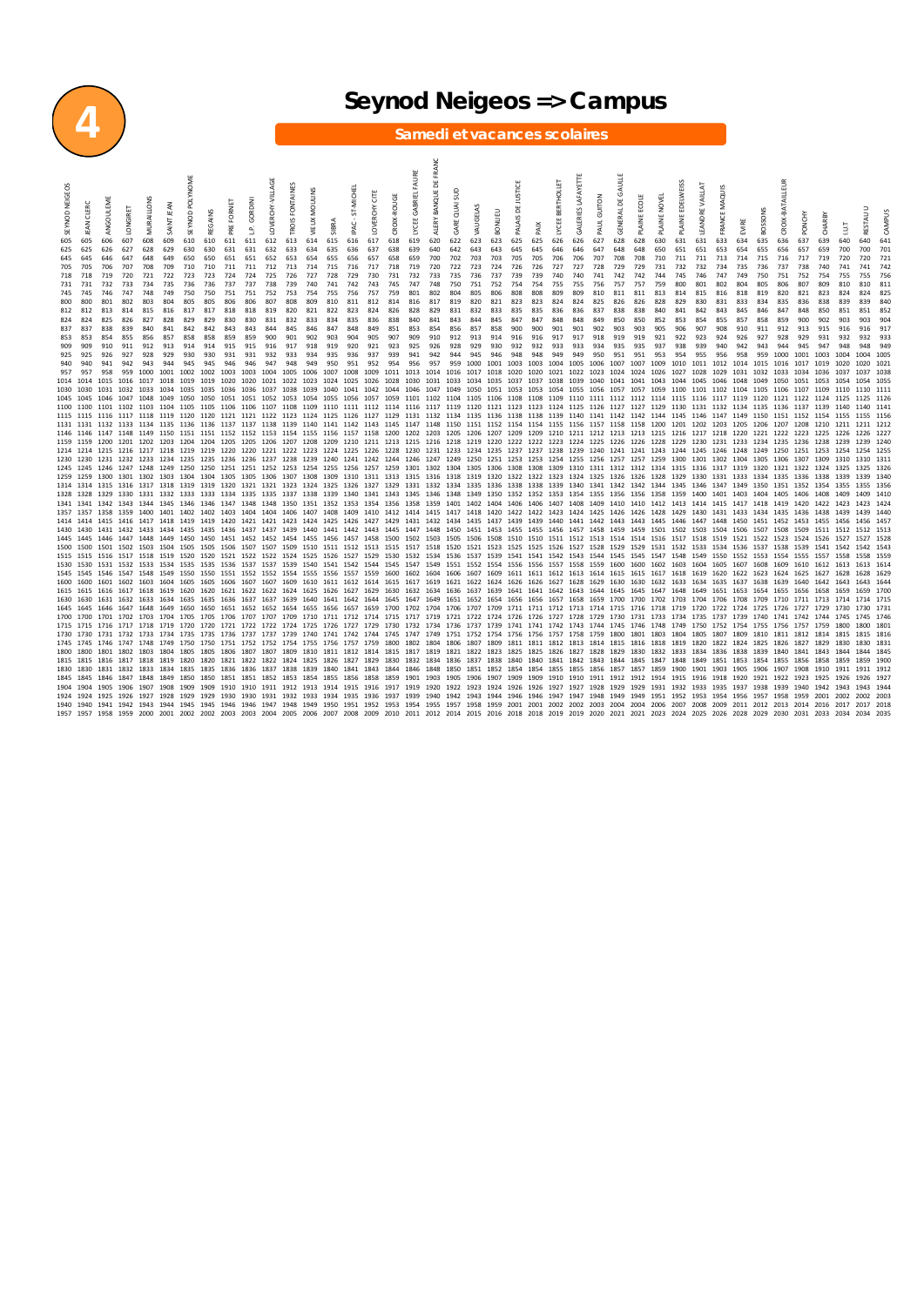# 4

# Seynod Neigeos => Campus

## Samedi et vacances scolaires

| SEYNOD NEIGEOS | JEAN CLERC | ANGOULEME | LONGERET | MURAILLONS | SAINT JEAN | SEYNOD POLYNOME | REGAINS | PRE FORNET | L.P. GORDINI | LOVERCHY VILLAGE | TROIS FONTAINES | VIEUX MOULINS | SIBRA | IPAC ST-MICHEL | LOVERCHY CITE | CROIX-ROUGE | LYCEE GABRIEL FAURE | ALLERY BANQUE DE FRANCE | GARE QUAI SUD | VAUGELAS | BONLIEU | PALAIS DE JUSTICE | PAIX | LYCEE BERTHOLLET | GALERIES LAFAYETTE | PAUL GUITON | GENERAL DE GAULLE | PLAINE ECOLE | PLAINE NOVEL | PLAINE EDELWEISS | LEANDRE VAILLAT | FRANCE MAQUIS | EVIRE | BOSSONS | CROIX-BATAILLEUR | PONCHY | CHARBY | I.U.T. | RESTAU U | CAMPUS |
|---|---|---|---|---|---|---|---|---|---|---|---|---|---|---|---|---|---|---|---|---|---|---|---|---|---|---|---|---|---|---|---|---|---|---|---|---|---|---|---|---|
| 605 | 605 | 606 | 607 | 608 | 609 | 610 | 610 | 611 | 611 | 612 | 613 | 614 | 615 | 616 | 617 | 618 | 619 | 620 | 622 | 623 | 623 | 625 | 625 | 626 | 626 | 627 | 628 | 628 | 630 | 631 | 631 | 633 | 634 | 635 | 636 | 637 | 639 | 640 | 640 | 641 |
| 625 | 625 | 626 | 627 | 628 | 629 | 630 | 630 | 631 | 631 | 632 | 633 | 634 | 635 | 636 | 637 | 638 | 639 | 640 | 642 | 643 | 643 | 645 | 645 | 646 | 646 | 647 | 648 | 648 | 650 | 651 | 651 | 653 | 654 | 655 | 656 | 657 | 659 | 700 | 700 | 701 |
| 645 | 645 | 646 | 647 | 648 | 649 | 650 | 650 | 651 | 651 | 652 | 653 | 654 | 655 | 656 | 657 | 658 | 659 | 700 | 702 | 703 | 703 | 705 | 705 | 706 | 706 | 707 | 708 | 708 | 710 | 711 | 711 | 713 | 714 | 715 | 716 | 717 | 719 | 720 | 720 | 721 |
| 705 | 705 | 706 | 707 | 708 | 709 | 710 | 710 | 711 | 711 | 712 | 713 | 714 | 715 | 716 | 717 | 718 | 719 | 720 | 722 | 723 | 724 | 726 | 726 | 727 | 727 | 728 | 729 | 729 | 731 | 732 | 732 | 734 | 735 | 736 | 737 | 738 | 740 | 741 | 741 | 742 |
| 718 | 718 | 719 | 720 | 721 | 722 | 723 | 723 | 724 | 724 | 725 | 726 | 727 | 728 | 729 | 730 | 731 | 732 | 733 | 735 | 736 | 737 | 739 | 739 | 740 | 740 | 741 | 742 | 742 | 744 | 745 | 746 | 747 | 749 | 750 | 751 | 752 | 754 | 755 | 755 | 756 |
| 731 | 731 | 732 | 733 | 734 | 735 | 736 | 736 | 737 | 737 | 738 | 739 | 740 | 741 | 742 | 743 | 745 | 747 | 748 | 750 | 751 | 752 | 754 | 754 | 755 | 755 | 756 | 757 | 757 | 759 | 800 | 801 | 802 | 804 | 805 | 806 | 807 | 809 | 810 | 810 | 811 |
| 745 | 745 | 746 | 747 | 748 | 749 | 750 | 750 | 751 | 751 | 752 | 753 | 754 | 755 | 756 | 757 | 759 | 801 | 802 | 804 | 805 | 806 | 808 | 808 | 809 | 809 | 810 | 811 | 811 | 813 | 814 | 815 | 816 | 818 | 819 | 820 | 821 | 823 | 824 | 824 | 825 |
| 800 | 800 | 801 | 802 | 803 | 804 | 805 | 805 | 806 | 806 | 807 | 808 | 809 | 810 | 811 | 812 | 814 | 816 | 817 | 819 | 820 | 821 | 823 | 823 | 824 | 824 | 825 | 826 | 826 | 828 | 829 | 830 | 831 | 833 | 834 | 835 | 836 | 838 | 839 | 839 | 840 |
| 812 | 812 | 813 | 814 | 815 | 816 | 817 | 817 | 818 | 818 | 819 | 820 | 821 | 822 | 823 | 824 | 826 | 828 | 829 | 831 | 832 | 833 | 835 | 835 | 836 | 836 | 837 | 838 | 838 | 840 | 841 | 842 | 843 | 845 | 846 | 847 | 848 | 850 | 851 | 851 | 852 |
| 824 | 824 | 825 | 826 | 827 | 828 | 829 | 829 | 830 | 830 | 831 | 832 | 833 | 834 | 835 | 836 | 838 | 840 | 841 | 843 | 844 | 845 | 847 | 847 | 848 | 848 | 849 | 850 | 850 | 852 | 853 | 854 | 855 | 857 | 858 | 859 | 900 | 902 | 903 | 903 | 904 |
| 837 | 837 | 838 | 839 | 840 | 841 | 842 | 842 | 843 | 843 | 844 | 845 | 846 | 847 | 848 | 849 | 851 | 853 | 854 | 856 | 857 | 858 | 900 | 900 | 901 | 901 | 902 | 903 | 903 | 905 | 906 | 907 | 908 | 910 | 911 | 912 | 913 | 915 | 916 | 916 | 917 |
| 853 | 853 | 854 | 855 | 856 | 857 | 858 | 858 | 859 | 859 | 900 | 901 | 902 | 903 | 904 | 905 | 907 | 909 | 910 | 912 | 913 | 914 | 916 | 916 | 917 | 917 | 918 | 919 | 919 | 921 | 922 | 923 | 924 | 926 | 927 | 928 | 929 | 931 | 932 | 932 | 933 |
| 909 | 909 | 910 | 911 | 912 | 913 | 914 | 914 | 915 | 915 | 916 | 917 | 918 | 919 | 920 | 921 | 923 | 925 | 926 | 928 | 929 | 930 | 932 | 932 | 933 | 933 | 934 | 935 | 935 | 937 | 938 | 939 | 940 | 942 | 943 | 944 | 945 | 947 | 948 | 948 | 949 |
| 925 | 925 | 926 | 927 | 928 | 929 | 930 | 930 | 931 | 931 | 932 | 933 | 934 | 935 | 936 | 937 | 939 | 941 | 942 | 944 | 945 | 946 | 948 | 948 | 949 | 949 | 950 | 951 | 951 | 953 | 954 | 955 | 956 | 958 | 959 | 1000 | 1001 | 1003 | 1004 | 1004 | 1005 |
| 940 | 940 | 941 | 942 | 943 | 944 | 945 | 945 | 946 | 946 | 947 | 948 | 949 | 950 | 951 | 952 | 954 | 956 | 957 | 959 | 1000 | 1001 | 1003 | 1003 | 1004 | 1005 | 1006 | 1007 | 1007 | 1009 | 1010 | 1011 | 1012 | 1014 | 1015 | 1016 | 1017 | 1019 | 1020 | 1020 | 1021 |
| 957 | 957 | 958 | 959 | 1000 | 1001 | 1002 | 1002 | 1003 | 1003 | 1004 | 1005 | 1006 | 1007 | 1008 | 1009 | 1011 | 1013 | 1014 | 1016 | 1017 | 1018 | 1020 | 1020 | 1021 | 1022 | 1023 | 1024 | 1024 | 1026 | 1027 | 1028 | 1029 | 1031 | 1032 | 1033 | 1034 | 1036 | 1037 | 1037 | 1038 |
| 1014 | 1014 | 1015 | 1016 | 1017 | 1018 | 1019 | 1019 | 1020 | 1020 | 1021 | 1022 | 1023 | 1024 | 1025 | 1026 | 1028 | 1030 | 1031 | 1033 | 1034 | 1035 | 1037 | 1037 | 1038 | 1039 | 1040 | 1041 | 1041 | 1043 | 1044 | 1045 | 1046 | 1048 | 1049 | 1050 | 1051 | 1053 | 1054 | 1054 | 1055 |
| 1030 | 1030 | 1031 | 1032 | 1033 | 1034 | 1035 | 1035 | 1036 | 1036 | 1037 | 1038 | 1039 | 1040 | 1041 | 1042 | 1044 | 1046 | 1047 | 1049 | 1050 | 1051 | 1053 | 1053 | 1054 | 1055 | 1056 | 1057 | 1057 | 1059 | 1100 | 1101 | 1102 | 1104 | 1105 | 1106 | 1107 | 1109 | 1110 | 1110 | 1111 |
| 1045 | 1045 | 1046 | 1047 | 1048 | 1049 | 1050 | 1050 | 1051 | 1051 | 1052 | 1053 | 1054 | 1055 | 1056 | 1057 | 1059 | 1101 | 1102 | 1104 | 1105 | 1106 | 1108 | 1108 | 1109 | 1110 | 1111 | 1112 | 1112 | 1114 | 1115 | 1116 | 1117 | 1119 | 1120 | 1121 | 1122 | 1124 | 1125 | 1125 | 1126 |
| 1100 | 1100 | 1101 | 1102 | 1103 | 1104 | 1105 | 1105 | 1106 | 1106 | 1107 | 1108 | 1109 | 1110 | 1111 | 1112 | 1114 | 1116 | 1117 | 1119 | 1120 | 1121 | 1123 | 1123 | 1124 | 1125 | 1126 | 1127 | 1127 | 1129 | 1130 | 1131 | 1132 | 1134 | 1135 | 1136 | 1137 | 1139 | 1140 | 1140 | 1141 |
| 1115 | 1115 | 1116 | 1117 | 1118 | 1119 | 1120 | 1120 | 1121 | 1121 | 1122 | 1123 | 1124 | 1125 | 1126 | 1127 | 1129 | 1131 | 1132 | 1134 | 1135 | 1136 | 1138 | 1138 | 1139 | 1140 | 1141 | 1142 | 1142 | 1144 | 1145 | 1146 | 1147 | 1149 | 1150 | 1151 | 1152 | 1154 | 1155 | 1155 | 1156 |
| 1131 | 1131 | 1132 | 1133 | 1134 | 1135 | 1136 | 1136 | 1137 | 1137 | 1138 | 1139 | 1140 | 1141 | 1142 | 1143 | 1145 | 1147 | 1148 | 1150 | 1151 | 1152 | 1154 | 1154 | 1155 | 1156 | 1157 | 1158 | 1158 | 1200 | 1201 | 1202 | 1203 | 1205 | 1206 | 1207 | 1208 | 1210 | 1211 | 1211 | 1212 |
| 1146 | 1146 | 1147 | 1148 | 1149 | 1150 | 1151 | 1151 | 1152 | 1152 | 1153 | 1154 | 1155 | 1156 | 1157 | 1158 | 1200 | 1202 | 1203 | 1205 | 1206 | 1207 | 1209 | 1209 | 1210 | 1211 | 1212 | 1213 | 1213 | 1215 | 1216 | 1217 | 1218 | 1220 | 1221 | 1222 | 1223 | 1225 | 1226 | 1226 | 1227 |
| 1159 | 1159 | 1200 | 1201 | 1202 | 1203 | 1204 | 1204 | 1205 | 1205 | 1206 | 1207 | 1208 | 1209 | 1210 | 1211 | 1213 | 1215 | 1216 | 1218 | 1219 | 1220 | 1222 | 1222 | 1223 | 1224 | 1225 | 1226 | 1226 | 1228 | 1229 | 1230 | 1231 | 1233 | 1234 | 1235 | 1236 | 1238 | 1239 | 1239 | 1240 |
| 1214 | 1214 | 1215 | 1216 | 1217 | 1218 | 1219 | 1219 | 1220 | 1220 | 1221 | 1222 | 1223 | 1224 | 1225 | 1226 | 1228 | 1230 | 1231 | 1233 | 1234 | 1235 | 1237 | 1237 | 1238 | 1239 | 1240 | 1241 | 1241 | 1243 | 1244 | 1245 | 1246 | 1248 | 1249 | 1250 | 1251 | 1253 | 1254 | 1254 | 1255 |
| 1230 | 1230 | 1231 | 1232 | 1233 | 1234 | 1235 | 1235 | 1236 | 1236 | 1237 | 1238 | 1239 | 1240 | 1241 | 1242 | 1244 | 1246 | 1247 | 1249 | 1250 | 1251 | 1253 | 1253 | 1254 | 1255 | 1256 | 1257 | 1257 | 1259 | 1300 | 1301 | 1302 | 1304 | 1305 | 1306 | 1307 | 1309 | 1310 | 1310 | 1311 |
| 1245 | 1245 | 1246 | 1247 | 1248 | 1249 | 1250 | 1250 | 1251 | 1251 | 1252 | 1253 | 1254 | 1255 | 1256 | 1257 | 1259 | 1301 | 1302 | 1304 | 1305 | 1306 | 1308 | 1308 | 1309 | 1310 | 1311 | 1312 | 1312 | 1314 | 1315 | 1316 | 1317 | 1319 | 1320 | 1321 | 1322 | 1324 | 1325 | 1325 | 1326 |
| 1259 | 1259 | 1300 | 1301 | 1302 | 1303 | 1304 | 1304 | 1305 | 1305 | 1306 | 1307 | 1308 | 1309 | 1310 | 1311 | 1313 | 1315 | 1316 | 1318 | 1319 | 1320 | 1322 | 1322 | 1323 | 1324 | 1325 | 1326 | 1326 | 1328 | 1329 | 1330 | 1331 | 1333 | 1334 | 1335 | 1336 | 1338 | 1339 | 1339 | 1340 |
| 1314 | 1314 | 1315 | 1316 | 1317 | 1318 | 1319 | 1319 | 1320 | 1321 | 1321 | 1323 | 1324 | 1325 | 1326 | 1327 | 1329 | 1331 | 1332 | 1334 | 1335 | 1336 | 1338 | 1338 | 1339 | 1340 | 1341 | 1342 | 1342 | 1344 | 1345 | 1346 | 1347 | 1349 | 1350 | 1351 | 1352 | 1354 | 1355 | 1355 | 1356 |
| 1328 | 1328 | 1329 | 1330 | 1331 | 1332 | 1333 | 1333 | 1334 | 1335 | 1335 | 1337 | 1338 | 1339 | 1340 | 1341 | 1343 | 1345 | 1346 | 1348 | 1349 | 1350 | 1352 | 1352 | 1353 | 1354 | 1355 | 1356 | 1356 | 1358 | 1359 | 1400 | 1401 | 1403 | 1404 | 1405 | 1406 | 1408 | 1409 | 1409 | 1410 |
| 1341 | 1341 | 1342 | 1343 | 1344 | 1345 | 1346 | 1346 | 1347 | 1348 | 1348 | 1350 | 1351 | 1352 | 1353 | 1354 | 1356 | 1358 | 1359 | 1401 | 1402 | 1404 | 1406 | 1406 | 1407 | 1408 | 1409 | 1410 | 1410 | 1412 | 1413 | 1414 | 1415 | 1417 | 1418 | 1419 | 1420 | 1422 | 1423 | 1423 | 1424 |
| 1357 | 1358 | 1358 | 1359 | 1400 | 1401 | 1402 | 1402 | 1403 | 1404 | 1404 | 1406 | 1407 | 1408 | 1409 | 1410 | 1412 | 1414 | 1415 | 1417 | 1418 | 1420 | 1422 | 1422 | 1423 | 1424 | 1425 | 1426 | 1426 | 1428 | 1429 | 1430 | 1431 | 1433 | 1434 | 1435 | 1436 | 1438 | 1439 | 1439 | 1440 |
| 1414 | 1414 | 1415 | 1416 | 1417 | 1418 | 1419 | 1419 | 1420 | 1421 | 1421 | 1423 | 1424 | 1425 | 1426 | 1427 | 1429 | 1431 | 1432 | 1434 | 1435 | 1437 | 1439 | 1439 | 1440 | 1441 | 1442 | 1443 | 1443 | 1445 | 1446 | 1447 | 1448 | 1450 | 1451 | 1452 | 1453 | 1455 | 1456 | 1456 | 1457 |
| 1430 | 1430 | 1431 | 1432 | 1433 | 1434 | 1435 | 1435 | 1436 | 1437 | 1437 | 1439 | 1440 | 1441 | 1442 | 1443 | 1445 | 1447 | 1448 | 1450 | 1451 | 1453 | 1455 | 1455 | 1456 | 1457 | 1458 | 1459 | 1459 | 1501 | 1502 | 1503 | 1504 | 1506 | 1507 | 1508 | 1509 | 1511 | 1512 | 1512 | 1513 |
| 1445 | 1445 | 1446 | 1447 | 1448 | 1449 | 1450 | 1450 | 1451 | 1452 | 1452 | 1454 | 1455 | 1456 | 1457 | 1458 | 1500 | 1502 | 1503 | 1505 | 1506 | 1508 | 1510 | 1510 | 1511 | 1512 | 1513 | 1514 | 1514 | 1516 | 1517 | 1518 | 1519 | 1521 | 1522 | 1523 | 1524 | 1526 | 1527 | 1527 | 1528 |
| 1500 | 1500 | 1501 | 1502 | 1503 | 1504 | 1505 | 1505 | 1506 | 1507 | 1507 | 1509 | 1510 | 1511 | 1512 | 1513 | 1515 | 1517 | 1518 | 1520 | 1521 | 1523 | 1525 | 1525 | 1526 | 1527 | 1528 | 1529 | 1529 | 1531 | 1532 | 1533 | 1534 | 1536 | 1537 | 1538 | 1539 | 1541 | 1542 | 1542 | 1543 |
| 1515 | 1515 | 1516 | 1517 | 1518 | 1519 | 1520 | 1520 | 1521 | 1522 | 1522 | 1524 | 1525 | 1526 | 1527 | 1529 | 1530 | 1532 | 1534 | 1536 | 1537 | 1539 | 1541 | 1541 | 1542 | 1543 | 1544 | 1545 | 1545 | 1547 | 1548 | 1549 | 1550 | 1552 | 1553 | 1554 | 1555 | 1557 | 1558 | 1558 | 1559 |
| 1530 | 1530 | 1531 | 1532 | 1533 | 1534 | 1535 | 1535 | 1536 | 1537 | 1537 | 1539 | 1540 | 1541 | 1542 | 1544 | 1545 | 1547 | 1549 | 1551 | 1552 | 1554 | 1556 | 1556 | 1557 | 1558 | 1559 | 1600 | 1600 | 1602 | 1603 | 1604 | 1605 | 1607 | 1608 | 1609 | 1610 | 1612 | 1613 | 1613 | 1614 |
| 1545 | 1545 | 1546 | 1547 | 1548 | 1549 | 1550 | 1550 | 1551 | 1552 | 1552 | 1554 | 1555 | 1556 | 1557 | 1559 | 1600 | 1602 | 1604 | 1606 | 1607 | 1609 | 1611 | 1611 | 1612 | 1613 | 1614 | 1615 | 1615 | 1617 | 1618 | 1619 | 1620 | 1622 | 1623 | 1624 | 1625 | 1627 | 1628 | 1628 | 1629 |
| 1600 | 1600 | 1601 | 1602 | 1603 | 1604 | 1605 | 1605 | 1606 | 1607 | 1607 | 1609 | 1610 | 1611 | 1612 | 1614 | 1615 | 1617 | 1619 | 1621 | 1622 | 1624 | 1626 | 1626 | 1627 | 1628 | 1629 | 1630 | 1630 | 1632 | 1633 | 1634 | 1635 | 1637 | 1638 | 1639 | 1640 | 1642 | 1643 | 1643 | 1644 |
| 1615 | 1615 | 1616 | 1617 | 1618 | 1619 | 1620 | 1620 | 1621 | 1622 | 1622 | 1624 | 1625 | 1626 | 1627 | 1629 | 1630 | 1632 | 1634 | 1636 | 1637 | 1639 | 1641 | 1641 | 1642 | 1643 | 1644 | 1645 | 1645 | 1647 | 1648 | 1649 | 1651 | 1653 | 1654 | 1655 | 1656 | 1658 | 1659 | 1659 | 1700 |
| 1630 | 1630 | 1631 | 1632 | 1633 | 1634 | 1635 | 1635 | 1636 | 1637 | 1637 | 1639 | 1640 | 1641 | 1642 | 1644 | 1645 | 1647 | 1649 | 1651 | 1652 | 1654 | 1656 | 1656 | 1657 | 1658 | 1659 | 1700 | 1700 | 1702 | 1703 | 1704 | 1706 | 1708 | 1709 | 1710 | 1711 | 1713 | 1714 | 1714 | 1715 |
| 1700 | 1700 | 1701 | 1702 | 1703 | 1704 | 1705 | 1705 | 1706 | 1707 | 1707 | 1709 | 1710 | 1711 | 1712 | 1714 | 1715 | 1717 | 1719 | 1721 | 1722 | 1724 | 1726 | 1726 | 1727 | 1728 | 1729 | 1730 | 1731 | 1733 | 1734 | 1735 | 1737 | 1739 | 1740 | 1741 | 1742 | 1744 | 1745 | 1745 | 1746 |
| 1715 | 1715 | 1716 | 1717 | 1718 | 1719 | 1720 | 1720 | 1721 | 1722 | 1722 | 1724 | 1725 | 1726 | 1727 | 1729 | 1730 | 1732 | 1734 | 1736 | 1737 | 1739 | 1741 | 1741 | 1742 | 1743 | 1744 | 1745 | 1746 | 1748 | 1749 | 1750 | 1752 | 1754 | 1755 | 1756 | 1757 | 1759 | 1800 | 1800 | 1801 |
| 1730 | 1730 | 1731 | 1732 | 1733 | 1734 | 1735 | 1735 | 1736 | 1737 | 1737 | 1739 | 1740 | 1741 | 1742 | 1744 | 1745 | 1747 | 1749 | 1751 | 1752 | 1754 | 1756 | 1756 | 1757 | 1758 | 1759 | 1800 | 1801 | 1803 | 1804 | 1805 | 1807 | 1809 | 1810 | 1811 | 1812 | 1814 | 1815 | 1815 | 1816 |
| 1745 | 1745 | 1746 | 1747 | 1748 | 1749 | 1750 | 1750 | 1751 | 1752 | 1752 | 1754 | 1755 | 1756 | 1757 | 1759 | 1800 | 1802 | 1804 | 1806 | 1807 | 1809 | 1811 | 1811 | 1812 | 1813 | 1814 | 1815 | 1816 | 1818 | 1819 | 1820 | 1822 | 1824 | 1825 | 1826 | 1827 | 1829 | 1830 | 1830 | 1831 |
| 1800 | 1800 | 1801 | 1802 | 1803 | 1804 | 1805 | 1805 | 1806 | 1807 | 1807 | 1809 | 1810 | 1811 | 1812 | 1814 | 1815 | 1817 | 1819 | 1821 | 1822 | 1823 | 1825 | 1825 | 1826 | 1827 | 1828 | 1829 | 1830 | 1832 | 1833 | 1834 | 1836 | 1838 | 1839 | 1840 | 1841 | 1843 | 1844 | 1844 | 1845 |
| 1815 | 1815 | 1816 | 1817 | 1818 | 1819 | 1820 | 1820 | 1821 | 1822 | 1822 | 1824 | 1825 | 1826 | 1827 | 1829 | 1830 | 1832 | 1834 | 1836 | 1837 | 1838 | 1840 | 1840 | 1841 | 1842 | 1843 | 1844 | 1845 | 1847 | 1848 | 1849 | 1851 | 1853 | 1854 | 1855 | 1856 | 1858 | 1859 | 1859 | 1900 |
| 1830 | 1830 | 1831 | 1832 | 1833 | 1834 | 1835 | 1835 | 1836 | 1836 | 1837 | 1838 | 1839 | 1840 | 1841 | 1842 | 1843 | 1844 | 1846 | 1848 | 1850 | 1851 | 1852 | 1854 | 1854 | 1855 | 1856 | 1857 | 1857 | 1859 | 1900 | 1901 | 1903 | 1905 | 1906 | 1907 | 1908 | 1910 | 1911 | 1911 | 1912 |
| 1845 | 1845 | 1846 | 1847 | 1848 | 1849 | 1850 | 1850 | 1851 | 1851 | 1852 | 1853 | 1854 | 1855 | 1856 | 1857 | 1858 | 1859 | 1901 | 1903 | 1905 | 1906 | 1907 | 1909 | 1909 | 1910 | 1911 | 1912 | 1912 | 1914 | 1915 | 1916 | 1918 | 1920 | 1921 | 1922 | 1923 | 1925 | 1926 | 1926 | 1927 |
| 1904 | 1904 | 1905 | 1906 | 1907 | 1908 | 1909 | 1909 | 1910 | 1910 | 1911 | 1912 | 1913 | 1914 | 1915 | 1916 | 1917 | 1919 | 1920 | 1921 | 1922 | 1923 | 1924 | 1926 | 1926 | 1927 | 1928 | 1929 | 1929 | 1931 | 1932 | 1933 | 1935 | 1937 | 1938 | 1939 | 1940 | 1942 | 1943 | 1943 | 1944 |
| 1924 | 1924 | 1925 | 1926 | 1927 | 1928 | 1929 | 1929 | 1930 | 1930 | 1931 | 1932 | 1933 | 1934 | 1935 | 1936 | 1937 | 1939 | 1940 | 1942 | 1943 | 1944 | 1946 | 1946 | 1947 | 1947 | 1948 | 1949 | 1949 | 1951 | 1952 | 1953 | 1954 | 1956 | 1957 | 1958 | 1959 | 2001 | 2002 | 2002 | 2003 |
| 1940 | 1940 | 1941 | 1942 | 1943 | 1944 | 1945 | 1945 | 1946 | 1946 | 1947 | 1948 | 1949 | 1950 | 1951 | 1952 | 1953 | 1954 | 1956 | 1957 | 1958 | 1959 | 2001 | 2001 | 2002 | 2002 | 2003 | 2004 | 2004 | 2006 | 2007 | 2008 | 2009 | 2011 | 2012 | 2013 | 2014 | 2016 | 2017 | 2017 | 2018 |
| 1957 | 1957 | 1958 | 1959 | 2000 | 2001 | 2002 | 2002 | 2003 | 2003 | 2004 | 2005 | 2006 | 2007 | 2008 | 2009 | 2010 | 2011 | 2012 | 2014 | 2015 | 2016 | 2018 | 2018 | 2019 | 2019 | 2020 | 2021 | 2021 | 2023 | 2024 | 2025 | 2026 | 2028 | 2029 | 2030 | 2031 | 2033 | 2034 | 2034 | 2035 |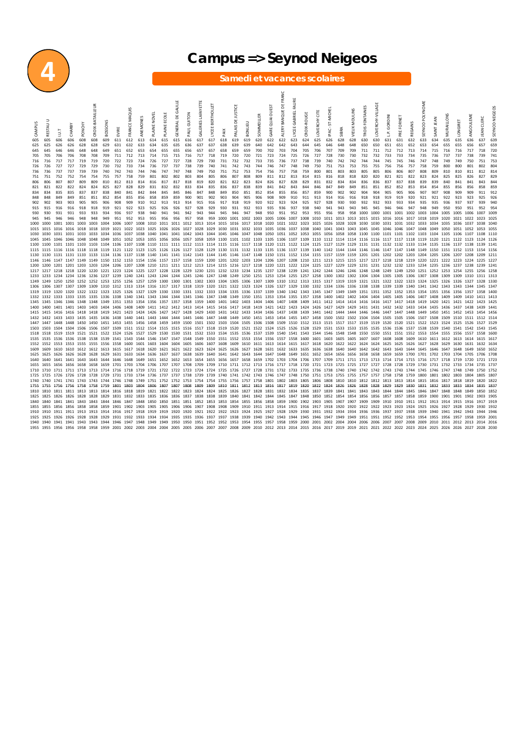# Campus => Seynod Neigeos

## Samedi et vacances scolaires

| CAMPUS | RESTAU U | IUT | CHARBY | PONCHY | CROIX-BATAILLEUR | BOSSONS | EVIRE | FRANCE MAQUIS | ARMONES | PLAINE NOVEL | PLAINE ECOLE | GENERAL DE GAULLE | PAUL GUITON | GALERIES LAFAYETTE | LYCEE BERTHOLLET | PAIX | PALAIS DE JUSTICE | BONLIEU | SOMMEILLER | GARE QUAI OUEST | ALERY BANQUE DE FRANCE | LYCEE GABRIEL FAURE | CROIX-ROUGE | LOVERCHY CITE | IPAC - ST-MICHEL | SIBRA | VIEUX MOULINS | TROIS FONTAINES | LOVERCHY-VILLAGE | L.P. GORDINI | PRE FORNET | REGAINS | SEYNOD POLYNOME | SAINT JEAN | MURAILLONS | LONGERET | ANGOULEME | JEAN CLERC | SEYNOD NEIGEOS |
|---|---|---|---|---|---|---|---|---|---|---|---|---|---|---|---|---|---|---|---|---|---|---|---|---|---|---|---|---|---|---|---|---|---|---|---|---|---|---|---|
| 605 | 605 | 606 | 606 | 608 | 608 | 609 | 611 | 612 | 613 | 614 | 615 | 615 | 616 | 617 | 617 | 618 | 619 | 619 | 620 | 622 | 622 | 623 | 624 | 625 | 626 | 628 | 628 | 630 | 630 | 631 | 631 | 632 | 633 | 634 | 635 | 635 | 636 | 637 | 639 |
| 625 | 625 | 626 | 626 | 628 | 628 | 629 | 631 | 632 | 633 | 634 | 635 | 635 | 636 | 637 | 637 | 638 | 639 | 639 | 640 | 642 | 642 | 643 | 644 | 645 | 646 | 648 | 648 | 650 | 650 | 651 | 651 | 652 | 653 | 654 | 655 | 655 | 656 | 657 | 659 |
| 645 | 645 | 646 | 646 | 648 | 648 | 649 | 651 | 652 | 653 | 654 | 655 | 655 | 656 | 657 | 657 | 658 | 659 | 659 | 700 | 702 | 703 | 704 | 705 | 706 | 707 | 709 | 709 | 711 | 711 | 712 | 712 | 713 | 714 | 715 | 716 | 716 | 717 | 718 | 720 |
| 705 | 705 | 706 | 706 | 708 | 708 | 709 | 711 | 712 | 713 | 714 | 715 | 715 | 716 | 717 | 718 | 719 | 720 | 720 | 721 | 723 | 724 | 725 | 726 | 727 | 728 | 730 | 730 | 732 | 732 | 733 | 733 | 734 | 735 | 736 | 737 | 737 | 738 | 739 | 741 |
| 716 | 716 | 717 | 717 | 719 | 719 | 720 | 722 | 723 | 724 | 726 | 727 | 727 | 728 | 729 | 730 | 731 | 732 | 732 | 733 | 735 | 736 | 737 | 738 | 739 | 740 | 742 | 742 | 744 | 744 | 745 | 745 | 746 | 747 | 748 | 749 | 749 | 750 | 751 | 753 |
| 726 | 726 | 727 | 727 | 729 | 729 | 730 | 732 | 733 | 734 | 736 | 737 | 737 | 738 | 739 | 740 | 741 | 742 | 743 | 744 | 746 | 747 | 748 | 749 | 750 | 751 | 753 | 753 | 755 | 755 | 756 | 756 | 757 | 758 | 759 | 800 | 800 | 801 | 802 | 804 |
| 736 | 736 | 737 | 737 | 739 | 739 | 740 | 742 | 743 | 744 | 746 | 747 | 747 | 748 | 749 | 750 | 751 | 752 | 753 | 754 | 756 | 757 | 758 | 759 | 800 | 801 | 803 | 803 | 805 | 805 | 806 | 806 | 807 | 808 | 809 | 810 | 810 | 811 | 812 | 814 |
| 751 | 751 | 752 | 752 | 754 | 754 | 755 | 757 | 758 | 759 | 801 | 802 | 802 | 803 | 804 | 805 | 806 | 807 | 808 | 809 | 811 | 812 | 813 | 814 | 815 | 816 | 818 | 818 | 820 | 820 | 821 | 821 | 822 | 823 | 824 | 825 | 825 | 826 | 827 | 829 |
| 806 | 806 | 807 | 807 | 809 | 809 | 810 | 812 | 813 | 814 | 816 | 817 | 817 | 818 | 819 | 820 | 821 | 822 | 823 | 824 | 826 | 827 | 828 | 829 | 831 | 832 | 834 | 834 | 836 | 836 | 837 | 837 | 838 | 839 | 839 | 840 | 841 | 841 | 843 | 844 |
| 821 | 821 | 822 | 822 | 824 | 824 | 825 | 827 | 828 | 829 | 831 | 832 | 832 | 833 | 834 | 835 | 836 | 837 | 838 | 839 | 841 | 842 | 843 | 844 | 846 | 847 | 849 | 849 | 851 | 851 | 852 | 852 | 853 | 854 | 854 | 855 | 856 | 856 | 858 | 859 |
| 834 | 834 | 835 | 835 | 837 | 837 | 838 | 840 | 841 | 842 | 844 | 845 | 845 | 846 | 847 | 848 | 849 | 850 | 851 | 852 | 854 | 855 | 856 | 857 | 859 | 900 | 902 | 902 | 904 | 904 | 905 | 905 | 906 | 907 | 907 | 908 | 909 | 909 | 911 | 912 |
| 848 | 848 | 849 | 849 | 851 | 851 | 852 | 854 | 855 | 856 | 858 | 859 | 859 | 900 | 901 | 902 | 903 | 904 | 905 | 906 | 908 | 909 | 910 | 911 | 913 | 914 | 916 | 916 | 918 | 918 | 919 | 919 | 920 | 921 | 921 | 922 | 923 | 923 | 925 | 926 |
| 902 | 902 | 903 | 903 | 905 | 905 | 906 | 908 | 909 | 910 | 912 | 913 | 913 | 914 | 915 | 916 | 917 | 918 | 919 | 920 | 922 | 923 | 924 | 925 | 927 | 928 | 930 | 930 | 932 | 932 | 933 | 933 | 934 | 935 | 935 | 936 | 937 | 937 | 939 | 940 |
| 915 | 915 | 916 | 916 | 918 | 918 | 919 | 921 | 922 | 923 | 925 | 926 | 926 | 927 | 928 | 929 | 930 | 931 | 932 | 933 | 935 | 936 | 937 | 938 | 940 | 941 | 943 | 943 | 945 | 945 | 946 | 946 | 947 | 948 | 949 | 950 | 950 | 951 | 952 | 954 |
| 930 | 930 | 931 | 931 | 933 | 933 | 934 | 936 | 937 | 938 | 940 | 941 | 941 | 942 | 943 | 944 | 945 | 946 | 947 | 948 | 950 | 951 | 952 | 953 | 955 | 956 | 958 | 958 | 1000 | 1000 | 1001 | 1001 | 1002 | 1003 | 1004 | 1005 | 1005 | 1006 | 1007 | 1009 |
| 945 | 945 | 946 | 946 | 948 | 948 | 949 | 951 | 952 | 953 | 955 | 956 | 956 | 957 | 958 | 959 | 1000 | 1001 | 1002 | 1003 | 1005 | 1006 | 1007 | 1008 | 1010 | 1011 | 1013 | 1013 | 1015 | 1015 | 1016 | 1016 | 1017 | 1018 | 1019 | 1020 | 1021 | 1022 | 1023 | 1025 |
| 1000 | 1000 | 1001 | 1001 | 1003 | 1003 | 1004 | 1006 | 1007 | 1008 | 1010 | 1011 | 1011 | 1012 | 1013 | 1014 | 1015 | 1016 | 1017 | 1018 | 1020 | 1021 | 1022 | 1023 | 1025 | 1026 | 1028 | 1028 | 1030 | 1030 | 1031 | 1031 | 1032 | 1033 | 1034 | 1035 | 1036 | 1037 | 1038 | 1040 |
| 1015 | 1015 | 1016 | 1016 | 1018 | 1018 | 1019 | 1021 | 1022 | 1023 | 1025 | 1026 | 1026 | 1027 | 1028 | 1029 | 1030 | 1031 | 1032 | 1033 | 1035 | 1036 | 1037 | 1038 | 1040 | 1041 | 1043 | 1043 | 1045 | 1045 | 1046 | 1046 | 1047 | 1048 | 1049 | 1050 | 1051 | 1052 | 1053 | 1055 |
| 1030 | 1030 | 1031 | 1031 | 1033 | 1033 | 1034 | 1036 | 1037 | 1038 | 1040 | 1041 | 1041 | 1042 | 1043 | 1044 | 1045 | 1046 | 1047 | 1048 | 1050 | 1051 | 1052 | 1053 | 1055 | 1056 | 1058 | 1058 | 1100 | 1100 | 1101 | 1101 | 1102 | 1103 | 1104 | 1105 | 1106 | 1107 | 1108 | 1110 |
| 1045 | 1045 | 1046 | 1046 | 1048 | 1048 | 1049 | 1051 | 1052 | 1053 | 1055 | 1056 | 1056 | 1057 | 1058 | 1059 | 1100 | 1101 | 1102 | 1103 | 1105 | 1106 | 1107 | 1109 | 1110 | 1112 | 1114 | 1114 | 1116 | 1116 | 1117 | 1117 | 1118 | 1119 | 1120 | 1121 | 1122 | 1123 | 1124 | 1126 |
| 1100 | 1100 | 1101 | 1101 | 1103 | 1103 | 1104 | 1106 | 1107 | 1108 | 1110 | 1111 | 1111 | 1112 | 1113 | 1114 | 1115 | 1116 | 1117 | 1118 | 1120 | 1121 | 1122 | 1124 | 1125 | 1127 | 1129 | 1129 | 1131 | 1131 | 1132 | 1132 | 1133 | 1134 | 1135 | 1136 | 1137 | 1138 | 1139 | 1141 |
| 1115 | 1115 | 1116 | 1116 | 1118 | 1118 | 1119 | 1121 | 1122 | 1123 | 1125 | 1126 | 1126 | 1127 | 1128 | 1129 | 1130 | 1131 | 1132 | 1133 | 1135 | 1136 | 1137 | 1139 | 1140 | 1142 | 1144 | 1144 | 1146 | 1146 | 1147 | 1147 | 1148 | 1149 | 1150 | 1151 | 1152 | 1153 | 1154 | 1156 |
| 1130 | 1130 | 1131 | 1131 | 1133 | 1133 | 1134 | 1136 | 1137 | 1138 | 1140 | 1141 | 1141 | 1142 | 1143 | 1144 | 1145 | 1146 | 1147 | 1148 | 1150 | 1151 | 1152 | 1154 | 1155 | 1157 | 1159 | 1159 | 1201 | 1201 | 1202 | 1202 | 1203 | 1204 | 1205 | 1206 | 1207 | 1208 | 1209 | 1211 |
| 1146 | 1146 | 1147 | 1147 | 1149 | 1149 | 1150 | 1152 | 1153 | 1154 | 1156 | 1157 | 1157 | 1158 | 1159 | 1200 | 1201 | 1202 | 1203 | 1204 | 1206 | 1207 | 1208 | 1210 | 1211 | 1213 | 1215 | 1215 | 1217 | 1217 | 1218 | 1218 | 1219 | 1220 | 1221 | 1222 | 1223 | 1224 | 1225 | 1227 |
| 1200 | 1200 | 1201 | 1201 | 1203 | 1203 | 1204 | 1206 | 1207 | 1208 | 1210 | 1211 | 1211 | 1212 | 1213 | 1214 | 1215 | 1216 | 1217 | 1218 | 1220 | 1221 | 1222 | 1224 | 1225 | 1227 | 1229 | 1229 | 1231 | 1231 | 1232 | 1232 | 1233 | 1234 | 1235 | 1236 | 1237 | 1238 | 1239 | 1241 |
| 1217 | 1217 | 1218 | 1218 | 1220 | 1220 | 1221 | 1223 | 1224 | 1225 | 1227 | 1228 | 1228 | 1229 | 1230 | 1231 | 1232 | 1233 | 1234 | 1235 | 1237 | 1238 | 1239 | 1241 | 1242 | 1244 | 1246 | 1246 | 1248 | 1248 | 1249 | 1249 | 1250 | 1251 | 1252 | 1253 | 1254 | 1255 | 1256 | 1258 |
| 1233 | 1233 | 1234 | 1234 | 1236 | 1236 | 1237 | 1239 | 1240 | 1241 | 1243 | 1244 | 1244 | 1245 | 1246 | 1247 | 1248 | 1249 | 1250 | 1251 | 1253 | 1254 | 1255 | 1257 | 1258 | 1300 | 1302 | 1302 | 1304 | 1304 | 1305 | 1305 | 1306 | 1307 | 1308 | 1309 | 1310 | 1311 | 1313 |
| 1249 | 1249 | 1250 | 1250 | 1252 | 1252 | 1253 | 1255 | 1256 | 1257 | 1259 | 1300 | 1300 | 1301 | 1302 | 1303 | 1304 | 1305 | 1306 | 1307 | 1309 | 1310 | 1312 | 1313 | 1315 | 1317 | 1319 | 1319 | 1321 | 1321 | 1322 | 1322 | 1323 | 1324 | 1325 | 1326 | 1326 | 1327 | 1328 | 1330 |
| 1306 | 1306 | 1307 | 1307 | 1309 | 1309 | 1310 | 1312 | 1313 | 1314 | 1316 | 1317 | 1317 | 1318 | 1319 | 1320 | 1321 | 1322 | 1323 | 1324 | 1326 | 1327 | 1329 | 1330 | 1332 | 1334 | 1336 | 1336 | 1338 | 1338 | 1339 | 1339 | 1340 | 1341 | 1342 | 1343 | 1343 | 1344 | 1345 | 1347 |
| 1319 | 1319 | 1320 | 1320 | 1322 | 1322 | 1323 | 1325 | 1326 | 1327 | 1329 | 1330 | 1330 | 1331 | 1332 | 1333 | 1334 | 1335 | 1336 | 1337 | 1339 | 1340 | 1342 | 1343 | 1345 | 1347 | 1349 | 1349 | 1351 | 1351 | 1352 | 1352 | 1353 | 1354 | 1355 | 1356 | 1356 | 1357 | 1358 | 1400 |
| 1332 | 1332 | 1333 | 1333 | 1335 | 1335 | 1336 | 1338 | 1340 | 1341 | 1343 | 1344 | 1344 | 1345 | 1346 | 1347 | 1348 | 1349 | 1350 | 1351 | 1353 | 1354 | 1355 | 1357 | 1358 | 1400 | 1402 | 1402 | 1404 | 1404 | 1405 | 1405 | 1406 | 1407 | 1408 | 1409 | 1409 | 1410 | 1411 | 1413 |
| 1345 | 1345 | 1346 | 1346 | 1348 | 1348 | 1349 | 1351 | 1353 | 1354 | 1356 | 1357 | 1357 | 1358 | 1359 | 1400 | 1401 | 1402 | 1403 | 1404 | 1406 | 1407 | 1408 | 1409 | 1411 | 1412 | 1414 | 1414 | 1416 | 1416 | 1417 | 1417 | 1418 | 1419 | 1420 | 1421 | 1421 | 1422 | 1423 | 1425 |
| 1400 | 1400 | 1401 | 1401 | 1403 | 1403 | 1404 | 1406 | 1408 | 1409 | 1411 | 1412 | 1412 | 1413 | 1414 | 1415 | 1416 | 1417 | 1418 | 1419 | 1421 | 1422 | 1423 | 1424 | 1426 | 1427 | 1429 | 1429 | 1431 | 1431 | 1432 | 1432 | 1433 | 1434 | 1435 | 1436 | 1437 | 1438 | 1439 | 1441 |
| 1415 | 1415 | 1416 | 1416 | 1418 | 1418 | 1419 | 1421 | 1423 | 1424 | 1426 | 1427 | 1427 | 1428 | 1429 | 1430 | 1431 | 1432 | 1433 | 1434 | 1436 | 1437 | 1438 | 1439 | 1441 | 1442 | 1444 | 1444 | 1446 | 1446 | 1447 | 1447 | 1448 | 1449 | 1450 | 1451 | 1452 | 1453 | 1454 | 1456 |
| 1432 | 1432 | 1433 | 1433 | 1435 | 1435 | 1436 | 1438 | 1440 | 1441 | 1443 | 1444 | 1444 | 1445 | 1446 | 1447 | 1448 | 1449 | 1450 | 1451 | 1453 | 1454 | 1455 | 1457 | 1458 | 1500 | 1502 | 1502 | 1504 | 1504 | 1505 | 1505 | 1506 | 1507 | 1508 | 1509 | 1510 | 1511 | 1512 | 1514 |
| 1447 | 1447 | 1448 | 1448 | 1450 | 1450 | 1451 | 1453 | 1455 | 1456 | 1458 | 1459 | 1459 | 1500 | 1501 | 1502 | 1503 | 1504 | 1505 | 1506 | 1508 | 1509 | 1510 | 1512 | 1513 | 1515 | 1517 | 1517 | 1519 | 1519 | 1520 | 1520 | 1521 | 1522 | 1523 | 1524 | 1525 | 1526 | 1527 | 1529 |
| 1503 | 1503 | 1504 | 1504 | 1506 | 1506 | 1507 | 1509 | 1511 | 1512 | 1514 | 1515 | 1515 | 1516 | 1517 | 1518 | 1519 | 1520 | 1521 | 1522 | 1524 | 1525 | 1526 | 1528 | 1529 | 1531 | 1533 | 1533 | 1535 | 1535 | 1536 | 1536 | 1537 | 1538 | 1539 | 1540 | 1541 | 1542 | 1543 | 1545 |
| 1518 | 1518 | 1519 | 1519 | 1521 | 1521 | 1522 | 1524 | 1526 | 1527 | 1529 | 1530 | 1530 | 1531 | 1532 | 1533 | 1534 | 1535 | 1536 | 1537 | 1539 | 1540 | 1541 | 1543 | 1544 | 1546 | 1548 | 1548 | 1550 | 1550 | 1551 | 1551 | 1552 | 1553 | 1554 | 1555 | 1556 | 1557 | 1558 | 1600 |
| 1535 | 1535 | 1536 | 1536 | 1538 | 1538 | 1539 | 1541 | 1543 | 1544 | 1546 | 1547 | 1547 | 1548 | 1549 | 1550 | 1551 | 1552 | 1553 | 1554 | 1556 | 1557 | 1558 | 1600 | 1601 | 1603 | 1605 | 1605 | 1607 | 1607 | 1608 | 1608 | 1609 | 1610 | 1611 | 1612 | 1613 | 1614 | 1615 | 1617 |
| 1552 | 1552 | 1553 | 1553 | 1555 | 1555 | 1556 | 1558 | 1600 | 1601 | 1603 | 1604 | 1604 | 1605 | 1606 | 1607 | 1608 | 1609 | 1610 | 1611 | 1613 | 1614 | 1615 | 1617 | 1618 | 1620 | 1622 | 1622 | 1624 | 1624 | 1625 | 1625 | 1626 | 1627 | 1628 | 1629 | 1630 | 1631 | 1632 | 1634 |
| 1609 | 1609 | 1610 | 1610 | 1612 | 1612 | 1613 | 1615 | 1617 | 1618 | 1620 | 1621 | 1621 | 1622 | 1623 | 1624 | 1625 | 1626 | 1627 | 1628 | 1631 | 1632 | 1633 | 1635 | 1636 | 1638 | 1640 | 1640 | 1642 | 1642 | 1643 | 1643 | 1644 | 1645 | 1646 | 1647 | 1648 | 1649 | 1650 | 1652 |
| 1625 | 1625 | 1626 | 1626 | 1628 | 1628 | 1629 | 1631 | 1633 | 1634 | 1636 | 1637 | 1637 | 1638 | 1639 | 1640 | 1641 | 1642 | 1643 | 1644 | 1647 | 1648 | 1649 | 1651 | 1652 | 1654 | 1656 | 1656 | 1658 | 1658 | 1659 | 1659 | 1700 | 1701 | 1702 | 1703 | 1704 | 1705 | 1706 | 1708 |
| 1640 | 1640 | 1641 | 1641 | 1643 | 1643 | 1644 | 1646 | 1648 | 1649 | 1651 | 1652 | 1652 | 1653 | 1654 | 1655 | 1656 | 1657 | 1658 | 1659 | 1702 | 1703 | 1704 | 1706 | 1707 | 1709 | 1711 | 1711 | 1713 | 1713 | 1714 | 1714 | 1715 | 1716 | 1717 | 1718 | 1719 | 1720 | 1721 | 1723 |
| 1655 | 1655 | 1656 | 1656 | 1658 | 1658 | 1659 | 1701 | 1703 | 1704 | 1706 | 1707 | 1707 | 1708 | 1709 | 1709 | 1710 | 1711 | 1712 | 1713 | 1716 | 1717 | 1718 | 1720 | 1721 | 1723 | 1725 | 1725 | 1727 | 1727 | 1728 | 1728 | 1729 | 1730 | 1731 | 1732 | 1733 | 1734 | 1735 | 1737 |
| 1710 | 1710 | 1711 | 1711 | 1713 | 1713 | 1714 | 1716 | 1718 | 1719 | 1721 | 1722 | 1722 | 1723 | 1724 | 1724 | 1725 | 1726 | 1727 | 1728 | 1731 | 1732 | 1733 | 1735 | 1736 | 1738 | 1740 | 1740 | 1742 | 1742 | 1743 | 1743 | 1744 | 1745 | 1746 | 1747 | 1748 | 1749 | 1750 | 1752 |
| 1725 | 1725 | 1726 | 1726 | 1728 | 1728 | 1729 | 1731 | 1733 | 1734 | 1736 | 1737 | 1737 | 1738 | 1739 | 1739 | 1740 | 1741 | 1742 | 1743 | 1746 | 1747 | 1748 | 1750 | 1751 | 1753 | 1755 | 1755 | 1757 | 1757 | 1758 | 1758 | 1759 | 1800 | 1801 | 1802 | 1803 | 1804 | 1805 | 1807 |
| 1740 | 1740 | 1741 | 1741 | 1743 | 1743 | 1744 | 1746 | 1748 | 1749 | 1751 | 1752 | 1752 | 1753 | 1754 | 1754 | 1755 | 1756 | 1757 | 1758 | 1801 | 1802 | 1803 | 1805 | 1806 | 1808 | 1810 | 1810 | 1812 | 1812 | 1813 | 1813 | 1814 | 1815 | 1816 | 1817 | 1818 | 1819 | 1820 | 1822 |
| 1755 | 1755 | 1756 | 1756 | 1758 | 1758 | 1759 | 1801 | 1803 | 1804 | 1806 | 1807 | 1807 | 1808 | 1809 | 1809 | 1810 | 1811 | 1812 | 1813 | 1816 | 1817 | 1819 | 1820 | 1822 | 1824 | 1826 | 1826 | 1828 | 1828 | 1829 | 1829 | 1830 | 1831 | 1832 | 1833 | 1833 | 1834 | 1835 | 1837 |
| 1810 | 1810 | 1811 | 1811 | 1813 | 1813 | 1814 | 1816 | 1818 | 1819 | 1821 | 1822 | 1822 | 1823 | 1824 | 1824 | 1825 | 1826 | 1827 | 1828 | 1831 | 1832 | 1834 | 1835 | 1837 | 1839 | 1841 | 1841 | 1843 | 1843 | 1844 | 1844 | 1845 | 1846 | 1847 | 1848 | 1848 | 1849 | 1850 | 1852 |
| 1825 | 1825 | 1826 | 1826 | 1828 | 1828 | 1829 | 1831 | 1832 | 1833 | 1835 | 1836 | 1837 | 1838 | 1838 | 1839 | 1840 | 1841 | 1842 | 1844 | 1845 | 1847 | 1848 | 1850 | 1852 | 1854 | 1854 | 1856 | 1856 | 1857 | 1857 | 1858 | 1859 | 1900 | 1901 | 1901 | 1902 | 1903 | 1905 |
| 1840 | 1840 | 1841 | 1841 | 1843 | 1843 | 1844 | 1846 | 1847 | 1848 | 1850 | 1851 | 1851 | 1852 | 1853 | 1853 | 1854 | 1855 | 1856 | 1858 | 1859 | 1900 | 1902 | 1903 | 1905 | 1907 | 1909 | 1909 | 1910 | 1910 | 1911 | 1912 | 1913 | 1914 | 1915 | 1916 | 1917 | 1919 |
| 1855 | 1855 | 1856 | 1856 | 1858 | 1858 | 1859 | 1901 | 1902 | 1903 | 1905 | 1905 | 1906 | 1906 | 1907 | 1908 | 1908 | 1909 | 1910 | 1911 | 1913 | 1914 | 1915 | 1916 | 1917 | 1918 | 1920 | 1920 | 1922 | 1922 | 1923 | 1923 | 1924 | 1925 | 1926 | 1927 | 1928 | 1929 | 1930 | 1932 |
| 1910 | 1910 | 1911 | 1911 | 1913 | 1913 | 1914 | 1916 | 1917 | 1918 | 1919 | 1919 | 1920 | 1920 | 1921 | 1922 | 1922 | 1923 | 1924 | 1925 | 1927 | 1928 | 1929 | 1930 | 1931 | 1932 | 1934 | 1934 | 1936 | 1936 | 1937 | 1937 | 1938 | 1939 | 1940 | 1941 | 1942 | 1943 | 1944 | 1946 |
| 1925 | 1925 | 1926 | 1926 | 1928 | 1928 | 1929 | 1931 | 1932 | 1933 | 1934 | 1934 | 1935 | 1935 | 1936 | 1937 | 1937 | 1938 | 1939 | 1940 | 1942 | 1943 | 1944 | 1945 | 1946 | 1947 | 1949 | 1949 | 1951 | 1951 | 1952 | 1952 | 1953 | 1954 | 1955 | 1956 | 1957 | 1958 | 1959 | 2001 |
| 1940 | 1940 | 1941 | 1941 | 1943 | 1943 | 1944 | 1946 | 1947 | 1948 | 1949 | 1949 | 1950 | 1950 | 1951 | 1952 | 1952 | 1953 | 1954 | 1955 | 1957 | 1958 | 1959 | 2000 | 2001 | 2002 | 2004 | 2004 | 2006 | 2006 | 2007 | 2007 | 2008 | 2009 | 2010 | 2011 | 2012 | 2013 | 2014 | 2016 |
| 1955 | 1955 | 1956 | 1956 | 1958 | 1958 | 1959 | 2001 | 2002 | 2003 | 2004 | 2004 | 2005 | 2005 | 2006 | 2007 | 2007 | 2008 | 2009 | 2010 | 2012 | 2013 | 2014 | 2015 | 2016 | 2017 | 2019 | 2019 | 2021 | 2021 | 2022 | 2022 | 2023 | 2024 | 2025 | 2026 | 2027 | 2028 | 2030 |